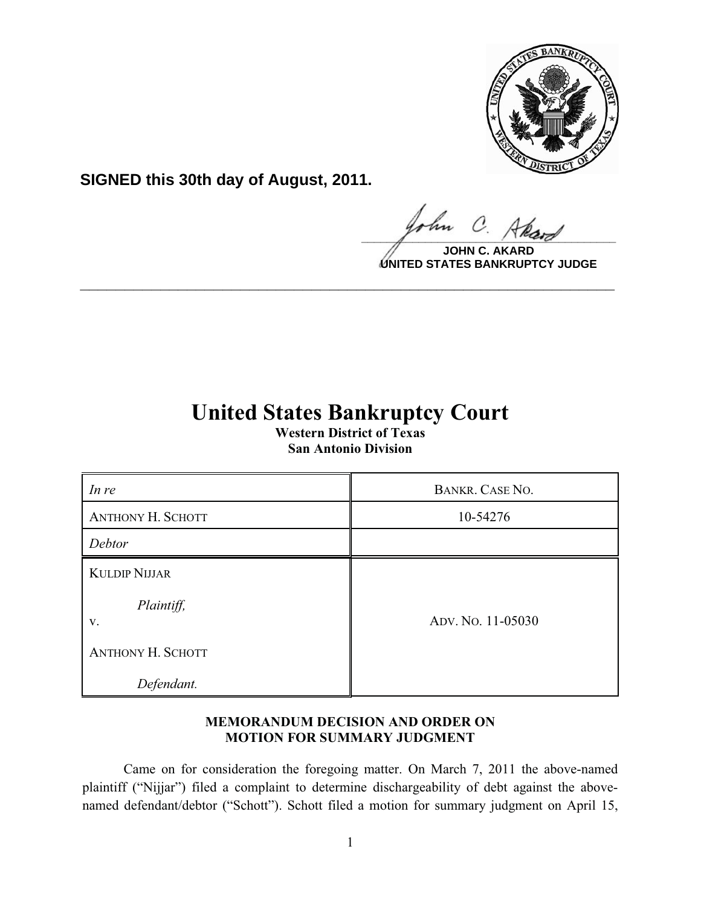**SIGNED this 30th day of August, 2011.**

**JOHN C. AKARD**
**UNITED STATES BANKRUPTCY JUDGE**

---

# United States Bankruptcy Court

**Western District of Texas**
**San Antonio Division**

| *In re* | BANKR. CASE NO. |
|---|---|
| ANTHONY H. SCHOTT | 10-54276 |
| *Debtor* | |
| KULDIP NIJJAR<br><br>*Plaintiff,*<br>v.<br><br>ANTHONY H. SCHOTT<br><br>*Defendant.* | ADV. NO. 11-05030 |

**MEMORANDUM DECISION AND ORDER ON MOTION FOR SUMMARY JUDGMENT**

Came on for consideration the foregoing matter. On March 7, 2011 the above-named plaintiff ("Nijjar") filed a complaint to determine dischargeability of debt against the above-named defendant/debtor ("Schott"). Schott filed a motion for summary judgment on April 15,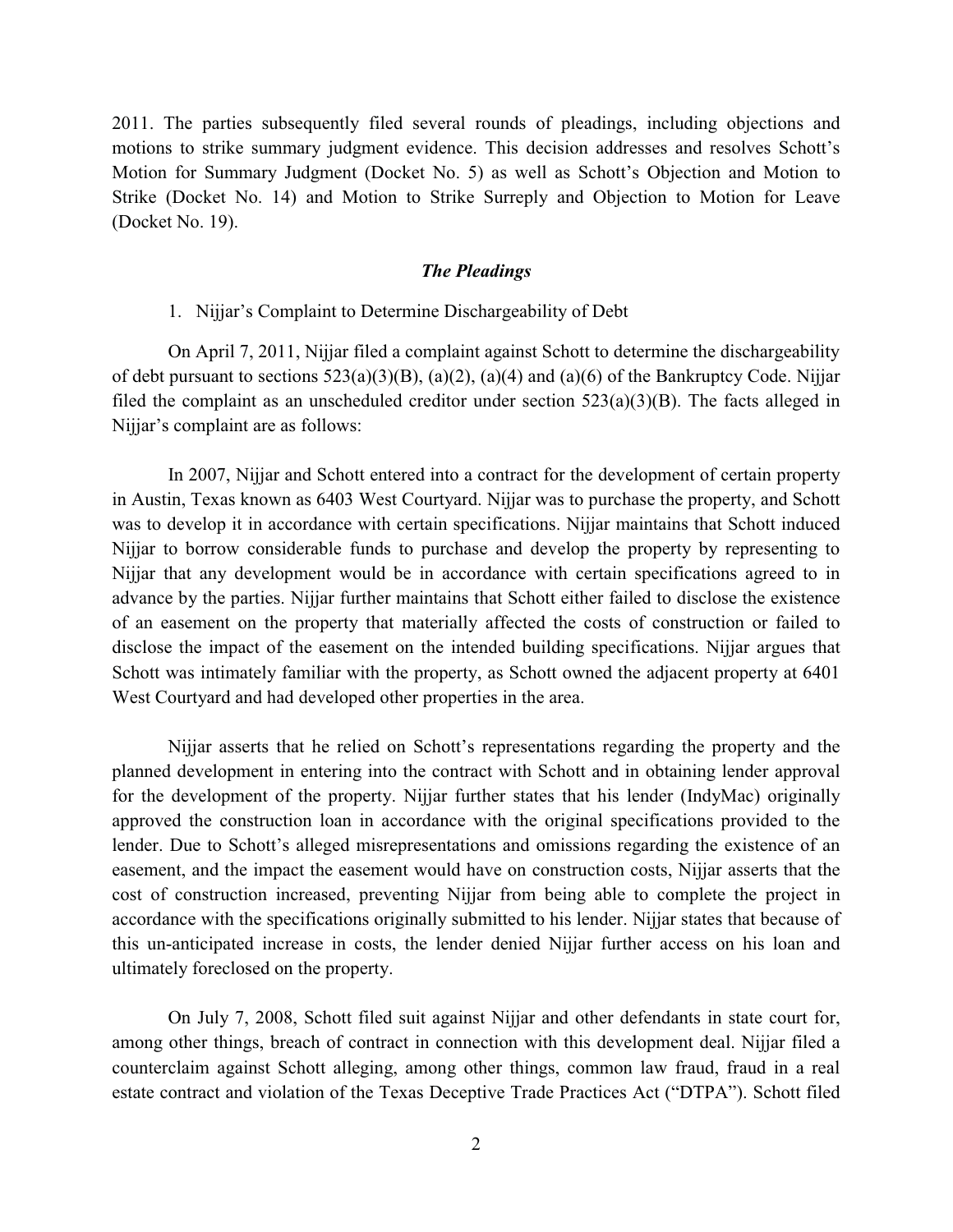2011. The parties subsequently filed several rounds of pleadings, including objections and motions to strike summary judgment evidence. This decision addresses and resolves Schott's Motion for Summary Judgment (Docket No. 5) as well as Schott's Objection and Motion to Strike (Docket No. 14) and Motion to Strike Surreply and Objection to Motion for Leave (Docket No. 19).

### *The Pleadings*

1. Nijjar's Complaint to Determine Dischargeability of Debt

On April 7, 2011, Nijjar filed a complaint against Schott to determine the dischargeability of debt pursuant to sections 523(a)(3)(B), (a)(2), (a)(4) and (a)(6) of the Bankruptcy Code. Nijjar filed the complaint as an unscheduled creditor under section 523(a)(3)(B). The facts alleged in Nijjar's complaint are as follows:

In 2007, Nijjar and Schott entered into a contract for the development of certain property in Austin, Texas known as 6403 West Courtyard. Nijjar was to purchase the property, and Schott was to develop it in accordance with certain specifications. Nijjar maintains that Schott induced Nijjar to borrow considerable funds to purchase and develop the property by representing to Nijjar that any development would be in accordance with certain specifications agreed to in advance by the parties. Nijjar further maintains that Schott either failed to disclose the existence of an easement on the property that materially affected the costs of construction or failed to disclose the impact of the easement on the intended building specifications. Nijjar argues that Schott was intimately familiar with the property, as Schott owned the adjacent property at 6401 West Courtyard and had developed other properties in the area.

Nijjar asserts that he relied on Schott's representations regarding the property and the planned development in entering into the contract with Schott and in obtaining lender approval for the development of the property. Nijjar further states that his lender (IndyMac) originally approved the construction loan in accordance with the original specifications provided to the lender. Due to Schott's alleged misrepresentations and omissions regarding the existence of an easement, and the impact the easement would have on construction costs, Nijjar asserts that the cost of construction increased, preventing Nijjar from being able to complete the project in accordance with the specifications originally submitted to his lender. Nijjar states that because of this un-anticipated increase in costs, the lender denied Nijjar further access on his loan and ultimately foreclosed on the property.

On July 7, 2008, Schott filed suit against Nijjar and other defendants in state court for, among other things, breach of contract in connection with this development deal. Nijjar filed a counterclaim against Schott alleging, among other things, common law fraud, fraud in a real estate contract and violation of the Texas Deceptive Trade Practices Act ("DTPA"). Schott filed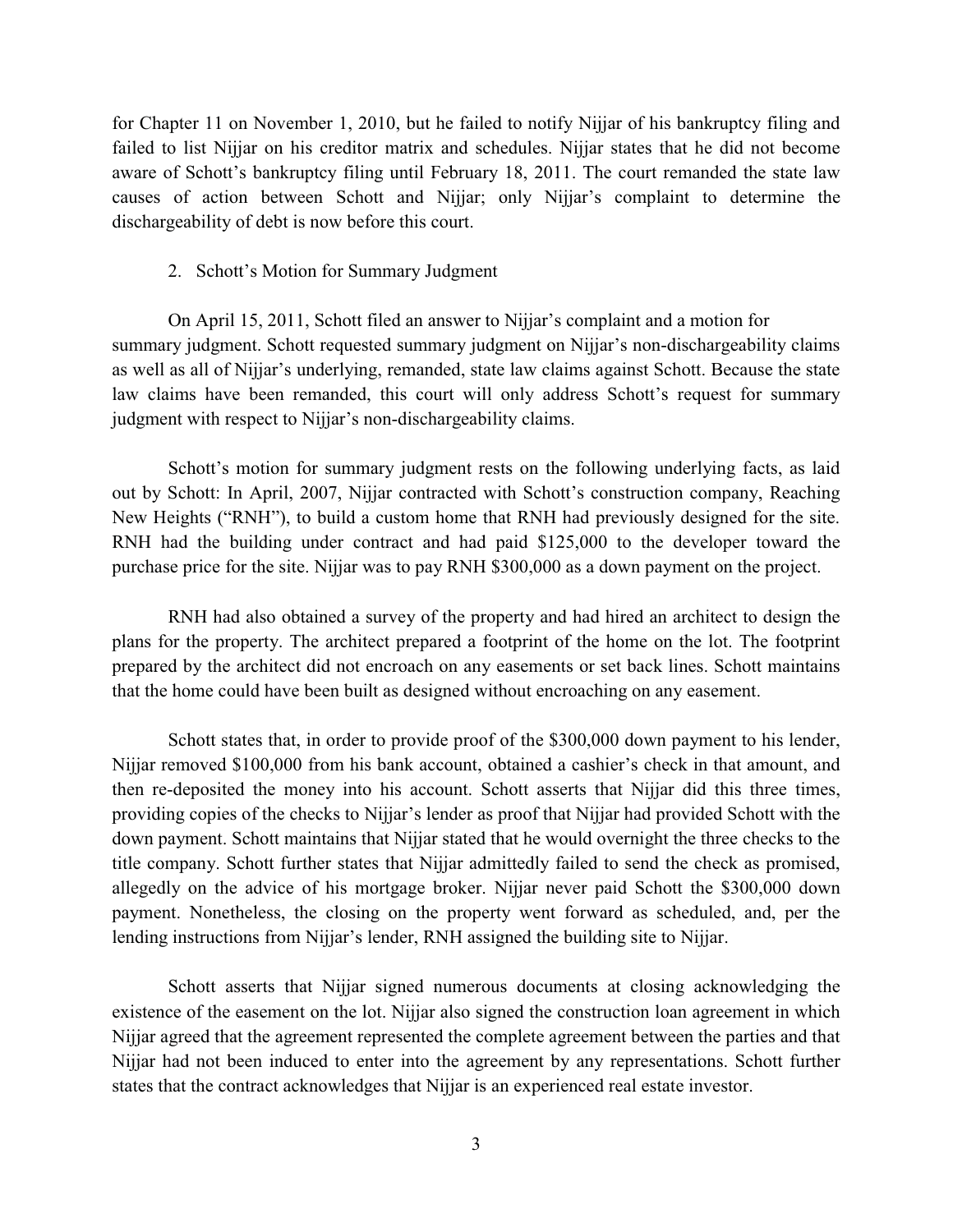for Chapter 11 on November 1, 2010, but he failed to notify Nijjar of his bankruptcy filing and failed to list Nijjar on his creditor matrix and schedules. Nijjar states that he did not become aware of Schott's bankruptcy filing until February 18, 2011. The court remanded the state law causes of action between Schott and Nijjar; only Nijjar's complaint to determine the dischargeability of debt is now before this court.

2. Schott's Motion for Summary Judgment

On April 15, 2011, Schott filed an answer to Nijjar's complaint and a motion for summary judgment. Schott requested summary judgment on Nijjar's non-dischargeability claims as well as all of Nijjar's underlying, remanded, state law claims against Schott. Because the state law claims have been remanded, this court will only address Schott's request for summary judgment with respect to Nijjar's non-dischargeability claims.

Schott's motion for summary judgment rests on the following underlying facts, as laid out by Schott: In April, 2007, Nijjar contracted with Schott's construction company, Reaching New Heights ("RNH"), to build a custom home that RNH had previously designed for the site. RNH had the building under contract and had paid $125,000 to the developer toward the purchase price for the site. Nijjar was to pay RNH $300,000 as a down payment on the project.

RNH had also obtained a survey of the property and had hired an architect to design the plans for the property. The architect prepared a footprint of the home on the lot. The footprint prepared by the architect did not encroach on any easements or set back lines. Schott maintains that the home could have been built as designed without encroaching on any easement.

Schott states that, in order to provide proof of the $300,000 down payment to his lender, Nijjar removed $100,000 from his bank account, obtained a cashier's check in that amount, and then re-deposited the money into his account. Schott asserts that Nijjar did this three times, providing copies of the checks to Nijjar's lender as proof that Nijjar had provided Schott with the down payment. Schott maintains that Nijjar stated that he would overnight the three checks to the title company. Schott further states that Nijjar admittedly failed to send the check as promised, allegedly on the advice of his mortgage broker. Nijjar never paid Schott the $300,000 down payment. Nonetheless, the closing on the property went forward as scheduled, and, per the lending instructions from Nijjar's lender, RNH assigned the building site to Nijjar.

Schott asserts that Nijjar signed numerous documents at closing acknowledging the existence of the easement on the lot. Nijjar also signed the construction loan agreement in which Nijjar agreed that the agreement represented the complete agreement between the parties and that Nijjar had not been induced to enter into the agreement by any representations. Schott further states that the contract acknowledges that Nijjar is an experienced real estate investor.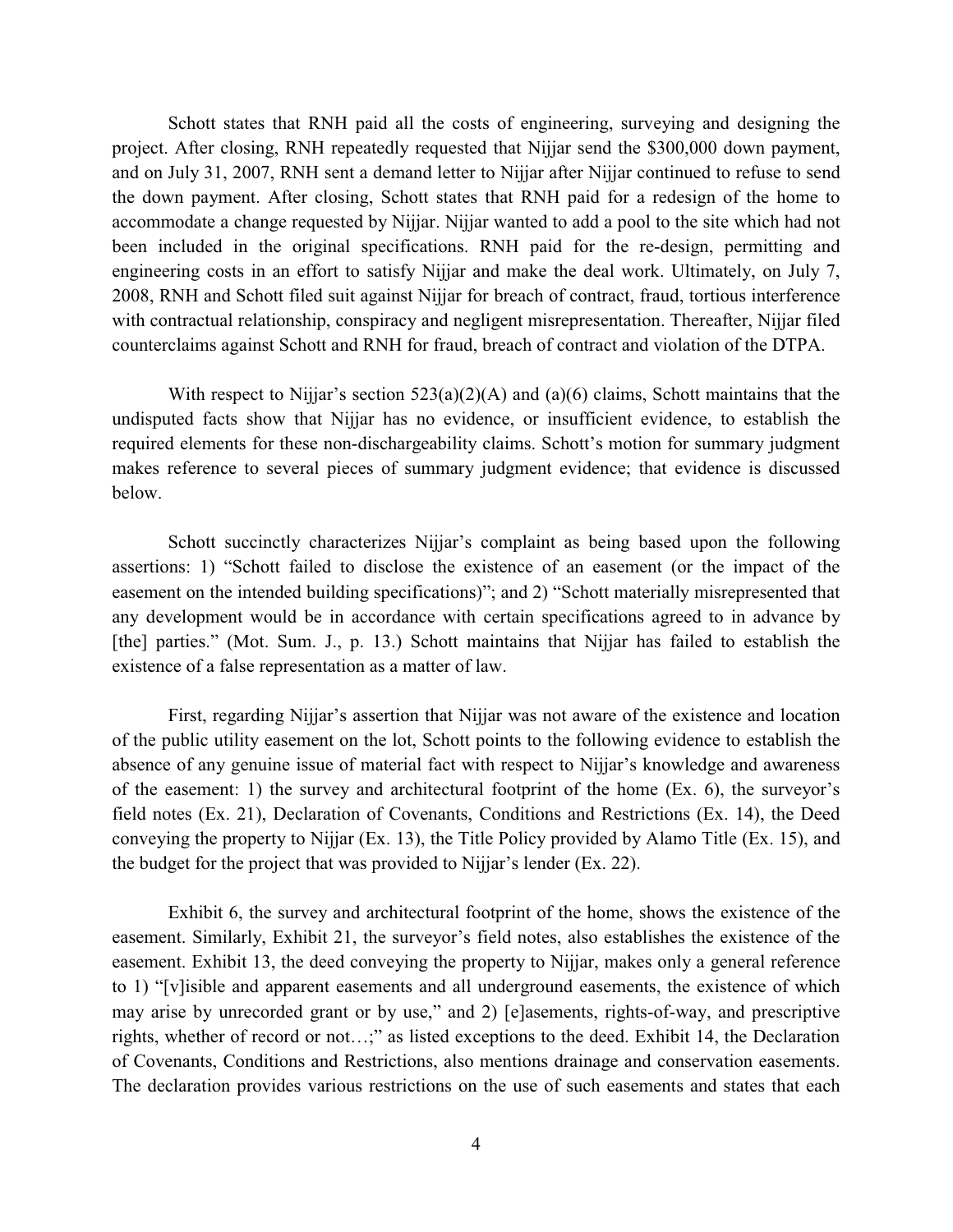Schott states that RNH paid all the costs of engineering, surveying and designing the project. After closing, RNH repeatedly requested that Nijjar send the $300,000 down payment, and on July 31, 2007, RNH sent a demand letter to Nijjar after Nijjar continued to refuse to send the down payment. After closing, Schott states that RNH paid for a redesign of the home to accommodate a change requested by Nijjar. Nijjar wanted to add a pool to the site which had not been included in the original specifications. RNH paid for the re-design, permitting and engineering costs in an effort to satisfy Nijjar and make the deal work. Ultimately, on July 7, 2008, RNH and Schott filed suit against Nijjar for breach of contract, fraud, tortious interference with contractual relationship, conspiracy and negligent misrepresentation. Thereafter, Nijjar filed counterclaims against Schott and RNH for fraud, breach of contract and violation of the DTPA.

With respect to Nijjar's section 523(a)(2)(A) and (a)(6) claims, Schott maintains that the undisputed facts show that Nijjar has no evidence, or insufficient evidence, to establish the required elements for these non-dischargeability claims. Schott's motion for summary judgment makes reference to several pieces of summary judgment evidence; that evidence is discussed below.

Schott succinctly characterizes Nijjar's complaint as being based upon the following assertions: 1) "Schott failed to disclose the existence of an easement (or the impact of the easement on the intended building specifications)"; and 2) "Schott materially misrepresented that any development would be in accordance with certain specifications agreed to in advance by [the] parties." (Mot. Sum. J., p. 13.) Schott maintains that Nijjar has failed to establish the existence of a false representation as a matter of law.

First, regarding Nijjar's assertion that Nijjar was not aware of the existence and location of the public utility easement on the lot, Schott points to the following evidence to establish the absence of any genuine issue of material fact with respect to Nijjar's knowledge and awareness of the easement: 1) the survey and architectural footprint of the home (Ex. 6), the surveyor's field notes (Ex. 21), Declaration of Covenants, Conditions and Restrictions (Ex. 14), the Deed conveying the property to Nijjar (Ex. 13), the Title Policy provided by Alamo Title (Ex. 15), and the budget for the project that was provided to Nijjar's lender (Ex. 22).

Exhibit 6, the survey and architectural footprint of the home, shows the existence of the easement. Similarly, Exhibit 21, the surveyor's field notes, also establishes the existence of the easement. Exhibit 13, the deed conveying the property to Nijjar, makes only a general reference to 1) "[v]isible and apparent easements and all underground easements, the existence of which may arise by unrecorded grant or by use," and 2) [e]asements, rights-of-way, and prescriptive rights, whether of record or not…;" as listed exceptions to the deed. Exhibit 14, the Declaration of Covenants, Conditions and Restrictions, also mentions drainage and conservation easements. The declaration provides various restrictions on the use of such easements and states that each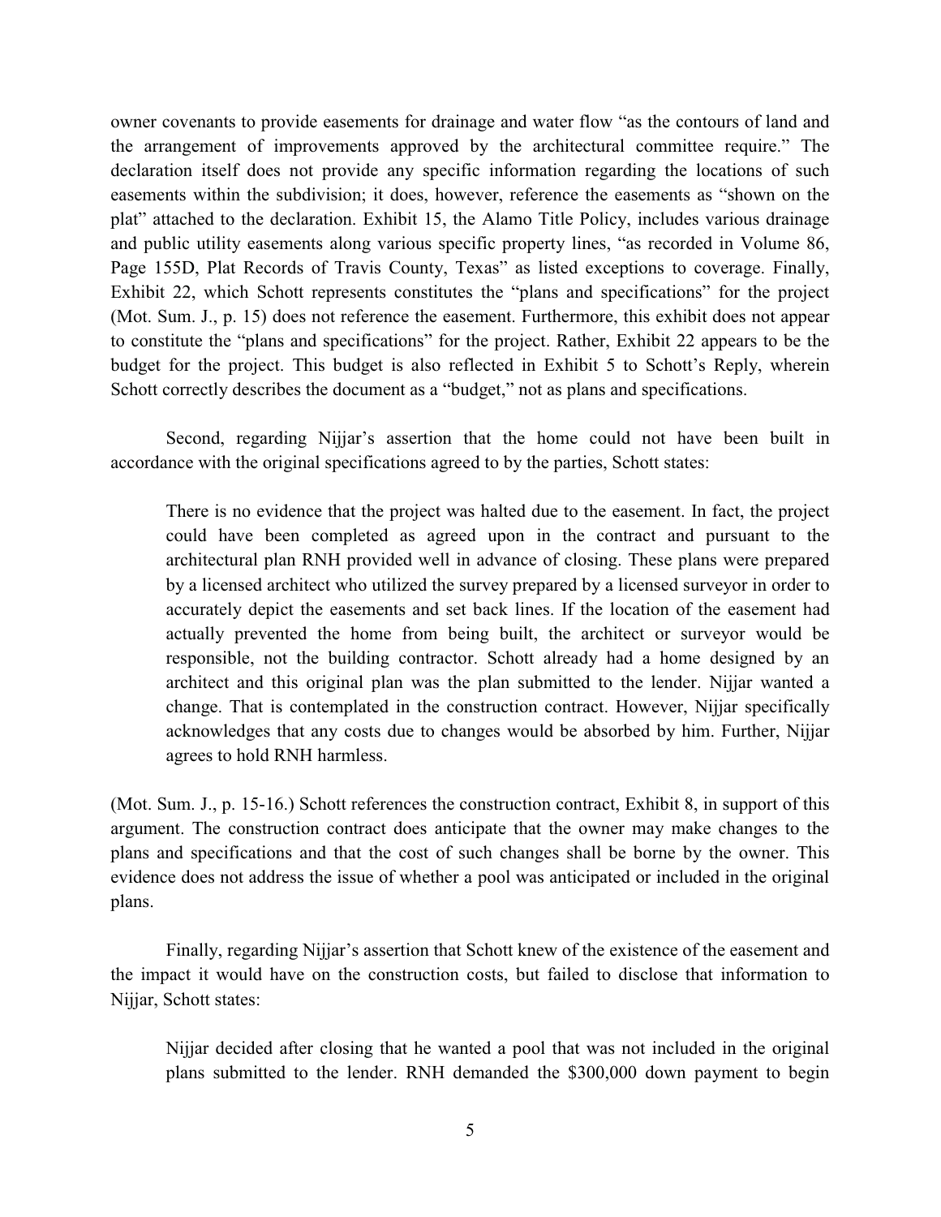owner covenants to provide easements for drainage and water flow "as the contours of land and the arrangement of improvements approved by the architectural committee require." The declaration itself does not provide any specific information regarding the locations of such easements within the subdivision; it does, however, reference the easements as "shown on the plat" attached to the declaration. Exhibit 15, the Alamo Title Policy, includes various drainage and public utility easements along various specific property lines, "as recorded in Volume 86, Page 155D, Plat Records of Travis County, Texas" as listed exceptions to coverage. Finally, Exhibit 22, which Schott represents constitutes the "plans and specifications" for the project (Mot. Sum. J., p. 15) does not reference the easement. Furthermore, this exhibit does not appear to constitute the "plans and specifications" for the project. Rather, Exhibit 22 appears to be the budget for the project. This budget is also reflected in Exhibit 5 to Schott's Reply, wherein Schott correctly describes the document as a "budget," not as plans and specifications.

Second, regarding Nijjar's assertion that the home could not have been built in accordance with the original specifications agreed to by the parties, Schott states:

> There is no evidence that the project was halted due to the easement. In fact, the project could have been completed as agreed upon in the contract and pursuant to the architectural plan RNH provided well in advance of closing. These plans were prepared by a licensed architect who utilized the survey prepared by a licensed surveyor in order to accurately depict the easements and set back lines. If the location of the easement had actually prevented the home from being built, the architect or surveyor would be responsible, not the building contractor. Schott already had a home designed by an architect and this original plan was the plan submitted to the lender. Nijjar wanted a change. That is contemplated in the construction contract. However, Nijjar specifically acknowledges that any costs due to changes would be absorbed by him. Further, Nijjar agrees to hold RNH harmless.

(Mot. Sum. J., p. 15-16.) Schott references the construction contract, Exhibit 8, in support of this argument. The construction contract does anticipate that the owner may make changes to the plans and specifications and that the cost of such changes shall be borne by the owner. This evidence does not address the issue of whether a pool was anticipated or included in the original plans.

Finally, regarding Nijjar's assertion that Schott knew of the existence of the easement and the impact it would have on the construction costs, but failed to disclose that information to Nijjar, Schott states:

> Nijjar decided after closing that he wanted a pool that was not included in the original plans submitted to the lender. RNH demanded the $300,000 down payment to begin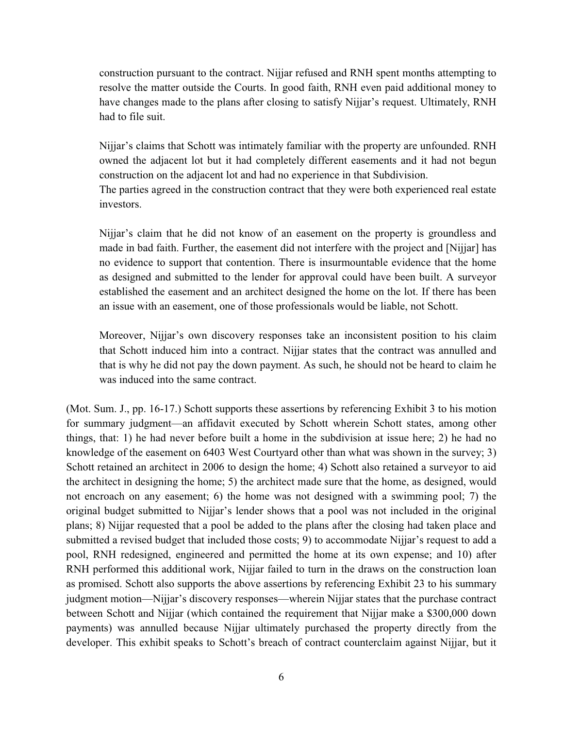> construction pursuant to the contract. Nijjar refused and RNH spent months attempting to resolve the matter outside the Courts. In good faith, RNH even paid additional money to have changes made to the plans after closing to satisfy Nijjar's request. Ultimately, RNH had to file suit.
>
> Nijjar's claims that Schott was intimately familiar with the property are unfounded. RNH owned the adjacent lot but it had completely different easements and it had not begun construction on the adjacent lot and had no experience in that Subdivision.
> The parties agreed in the construction contract that they were both experienced real estate investors.
>
> Nijjar's claim that he did not know of an easement on the property is groundless and made in bad faith. Further, the easement did not interfere with the project and [Nijjar] has no evidence to support that contention. There is insurmountable evidence that the home as designed and submitted to the lender for approval could have been built. A surveyor established the easement and an architect designed the home on the lot. If there has been an issue with an easement, one of those professionals would be liable, not Schott.
>
> Moreover, Nijjar's own discovery responses take an inconsistent position to his claim that Schott induced him into a contract. Nijjar states that the contract was annulled and that is why he did not pay the down payment. As such, he should not be heard to claim he was induced into the same contract.

(Mot. Sum. J., pp. 16-17.) Schott supports these assertions by referencing Exhibit 3 to his motion for summary judgment—an affidavit executed by Schott wherein Schott states, among other things, that: 1) he had never before built a home in the subdivision at issue here; 2) he had no knowledge of the easement on 6403 West Courtyard other than what was shown in the survey; 3) Schott retained an architect in 2006 to design the home; 4) Schott also retained a surveyor to aid the architect in designing the home; 5) the architect made sure that the home, as designed, would not encroach on any easement; 6) the home was not designed with a swimming pool; 7) the original budget submitted to Nijjar's lender shows that a pool was not included in the original plans; 8) Nijjar requested that a pool be added to the plans after the closing had taken place and submitted a revised budget that included those costs; 9) to accommodate Nijjar's request to add a pool, RNH redesigned, engineered and permitted the home at its own expense; and 10) after RNH performed this additional work, Nijjar failed to turn in the draws on the construction loan as promised. Schott also supports the above assertions by referencing Exhibit 23 to his summary judgment motion—Nijjar's discovery responses—wherein Nijjar states that the purchase contract between Schott and Nijjar (which contained the requirement that Nijjar make a $300,000 down payments) was annulled because Nijjar ultimately purchased the property directly from the developer. This exhibit speaks to Schott's breach of contract counterclaim against Nijjar, but it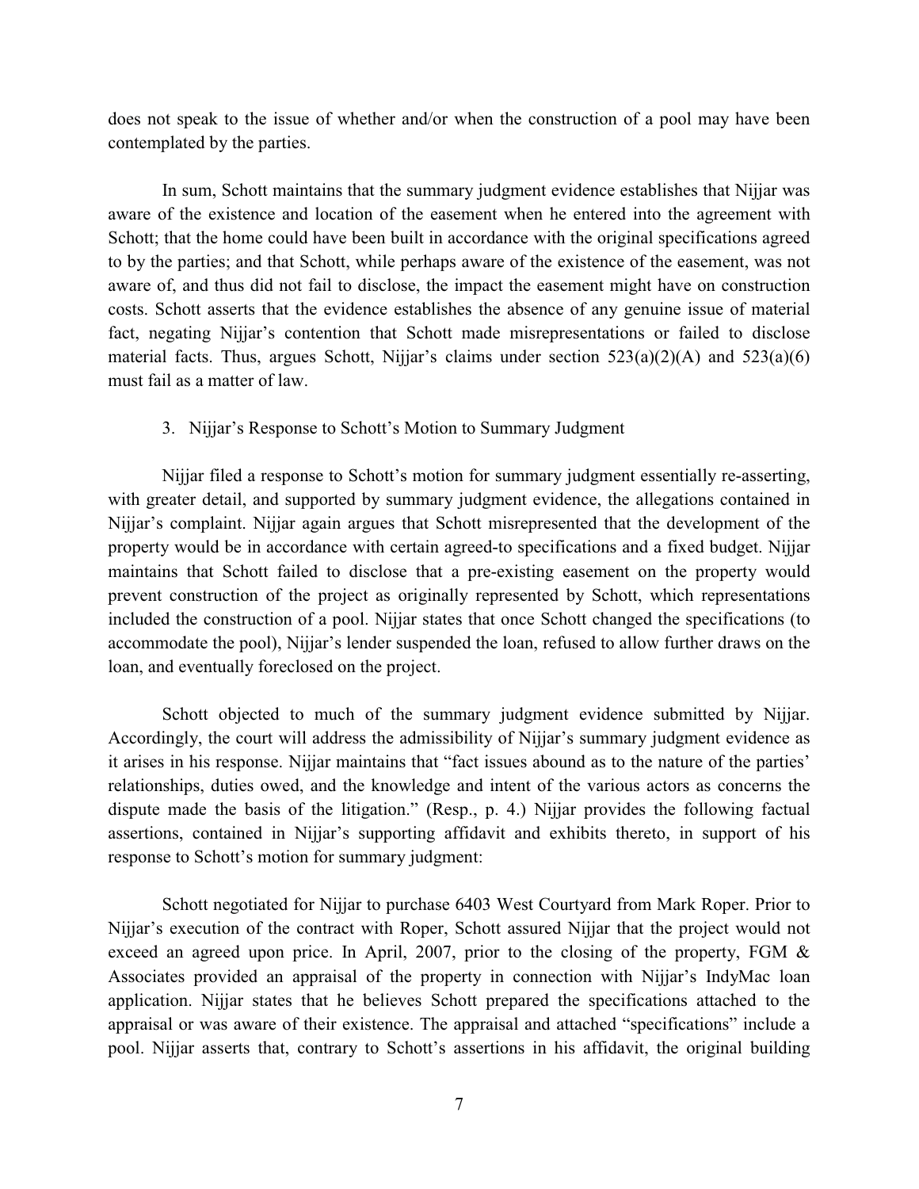does not speak to the issue of whether and/or when the construction of a pool may have been contemplated by the parties.

In sum, Schott maintains that the summary judgment evidence establishes that Nijjar was aware of the existence and location of the easement when he entered into the agreement with Schott; that the home could have been built in accordance with the original specifications agreed to by the parties; and that Schott, while perhaps aware of the existence of the easement, was not aware of, and thus did not fail to disclose, the impact the easement might have on construction costs. Schott asserts that the evidence establishes the absence of any genuine issue of material fact, negating Nijjar's contention that Schott made misrepresentations or failed to disclose material facts. Thus, argues Schott, Nijjar's claims under section 523(a)(2)(A) and 523(a)(6) must fail as a matter of law.

3. Nijjar's Response to Schott's Motion to Summary Judgment

Nijjar filed a response to Schott's motion for summary judgment essentially re-asserting, with greater detail, and supported by summary judgment evidence, the allegations contained in Nijjar's complaint. Nijjar again argues that Schott misrepresented that the development of the property would be in accordance with certain agreed-to specifications and a fixed budget. Nijjar maintains that Schott failed to disclose that a pre-existing easement on the property would prevent construction of the project as originally represented by Schott, which representations included the construction of a pool. Nijjar states that once Schott changed the specifications (to accommodate the pool), Nijjar's lender suspended the loan, refused to allow further draws on the loan, and eventually foreclosed on the project.

Schott objected to much of the summary judgment evidence submitted by Nijjar. Accordingly, the court will address the admissibility of Nijjar's summary judgment evidence as it arises in his response. Nijjar maintains that "fact issues abound as to the nature of the parties' relationships, duties owed, and the knowledge and intent of the various actors as concerns the dispute made the basis of the litigation." (Resp., p. 4.) Nijjar provides the following factual assertions, contained in Nijjar's supporting affidavit and exhibits thereto, in support of his response to Schott's motion for summary judgment:

Schott negotiated for Nijjar to purchase 6403 West Courtyard from Mark Roper. Prior to Nijjar's execution of the contract with Roper, Schott assured Nijjar that the project would not exceed an agreed upon price. In April, 2007, prior to the closing of the property, FGM & Associates provided an appraisal of the property in connection with Nijjar's IndyMac loan application. Nijjar states that he believes Schott prepared the specifications attached to the appraisal or was aware of their existence. The appraisal and attached "specifications" include a pool. Nijjar asserts that, contrary to Schott's assertions in his affidavit, the original building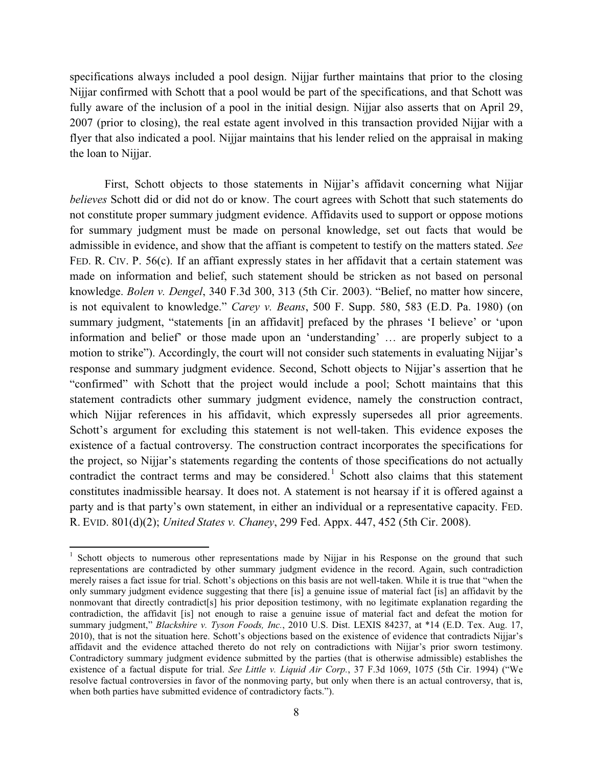specifications always included a pool design. Nijjar further maintains that prior to the closing Nijjar confirmed with Schott that a pool would be part of the specifications, and that Schott was fully aware of the inclusion of a pool in the initial design. Nijjar also asserts that on April 29, 2007 (prior to closing), the real estate agent involved in this transaction provided Nijjar with a flyer that also indicated a pool. Nijjar maintains that his lender relied on the appraisal in making the loan to Nijjar.

First, Schott objects to those statements in Nijjar's affidavit concerning what Nijjar *believes* Schott did or did not do or know. The court agrees with Schott that such statements do not constitute proper summary judgment evidence. Affidavits used to support or oppose motions for summary judgment must be made on personal knowledge, set out facts that would be admissible in evidence, and show that the affiant is competent to testify on the matters stated. *See* FED. R. CIV. P. 56(c). If an affiant expressly states in her affidavit that a certain statement was made on information and belief, such statement should be stricken as not based on personal knowledge. *Bolen v. Dengel*, 340 F.3d 300, 313 (5th Cir. 2003). "Belief, no matter how sincere, is not equivalent to knowledge." *Carey v. Beans*, 500 F. Supp. 580, 583 (E.D. Pa. 1980) (on summary judgment, "statements [in an affidavit] prefaced by the phrases 'I believe' or 'upon information and belief' or those made upon an 'understanding' … are properly subject to a motion to strike"). Accordingly, the court will not consider such statements in evaluating Nijjar's response and summary judgment evidence. Second, Schott objects to Nijjar's assertion that he "confirmed" with Schott that the project would include a pool; Schott maintains that this statement contradicts other summary judgment evidence, namely the construction contract, which Nijjar references in his affidavit, which expressly supersedes all prior agreements. Schott's argument for excluding this statement is not well-taken. This evidence exposes the existence of a factual controversy. The construction contract incorporates the specifications for the project, so Nijjar's statements regarding the contents of those specifications do not actually contradict the contract terms and may be considered.[1] Schott also claims that this statement constitutes inadmissible hearsay. It does not. A statement is not hearsay if it is offered against a party and is that party's own statement, in either an individual or a representative capacity. FED. R. EVID. 801(d)(2); *United States v. Chaney*, 299 Fed. Appx. 447, 452 (5th Cir. 2008).

---

[1] Schott objects to numerous other representations made by Nijjar in his Response on the ground that such representations are contradicted by other summary judgment evidence in the record. Again, such contradiction merely raises a fact issue for trial. Schott's objections on this basis are not well-taken. While it is true that "when the only summary judgment evidence suggesting that there [is] a genuine issue of material fact [is] an affidavit by the nonmovant that directly contradict[s] his prior deposition testimony, with no legitimate explanation regarding the contradiction, the affidavit [is] not enough to raise a genuine issue of material fact and defeat the motion for summary judgment," *Blackshire v. Tyson Foods, Inc.*, 2010 U.S. Dist. LEXIS 84237, at \*14 (E.D. Tex. Aug. 17, 2010), that is not the situation here. Schott's objections based on the existence of evidence that contradicts Nijjar's affidavit and the evidence attached thereto do not rely on contradictions with Nijjar's prior sworn testimony. Contradictory summary judgment evidence submitted by the parties (that is otherwise admissible) establishes the existence of a factual dispute for trial. *See Little v. Liquid Air Corp.*, 37 F.3d 1069, 1075 (5th Cir. 1994) ("We resolve factual controversies in favor of the nonmoving party, but only when there is an actual controversy, that is, when both parties have submitted evidence of contradictory facts.").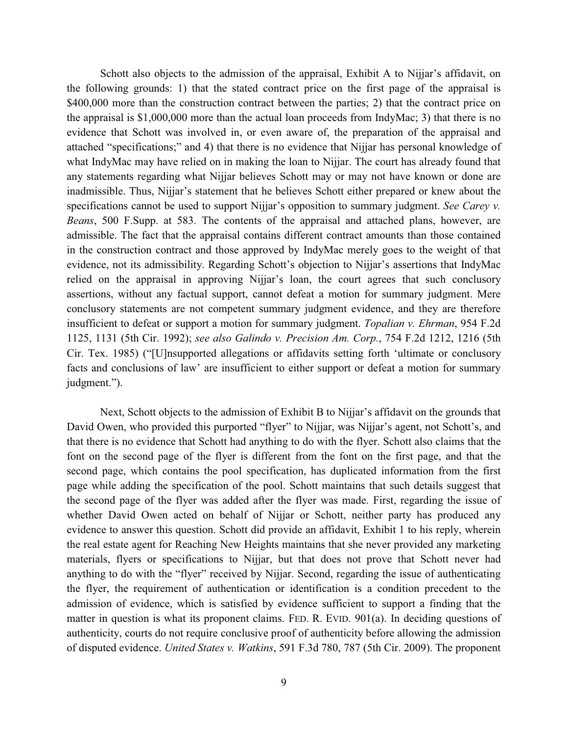Schott also objects to the admission of the appraisal, Exhibit A to Nijjar's affidavit, on the following grounds: 1) that the stated contract price on the first page of the appraisal is \$400,000 more than the construction contract between the parties; 2) that the contract price on the appraisal is \$1,000,000 more than the actual loan proceeds from IndyMac; 3) that there is no evidence that Schott was involved in, or even aware of, the preparation of the appraisal and attached "specifications;" and 4) that there is no evidence that Nijjar has personal knowledge of what IndyMac may have relied on in making the loan to Nijjar. The court has already found that any statements regarding what Nijjar believes Schott may or may not have known or done are inadmissible. Thus, Nijjar's statement that he believes Schott either prepared or knew about the specifications cannot be used to support Nijjar's opposition to summary judgment. *See Carey v. Beans*, 500 F.Supp. at 583. The contents of the appraisal and attached plans, however, are admissible. The fact that the appraisal contains different contract amounts than those contained in the construction contract and those approved by IndyMac merely goes to the weight of that evidence, not its admissibility. Regarding Schott's objection to Nijjar's assertions that IndyMac relied on the appraisal in approving Nijjar's loan, the court agrees that such conclusory assertions, without any factual support, cannot defeat a motion for summary judgment. Mere conclusory statements are not competent summary judgment evidence, and they are therefore insufficient to defeat or support a motion for summary judgment. *Topalian v. Ehrman*, 954 F.2d 1125, 1131 (5th Cir. 1992); *see also Galindo v. Precision Am. Corp.*, 754 F.2d 1212, 1216 (5th Cir. Tex. 1985) ("[U]nsupported allegations or affidavits setting forth 'ultimate or conclusory facts and conclusions of law' are insufficient to either support or defeat a motion for summary judgment.").

Next, Schott objects to the admission of Exhibit B to Nijjar's affidavit on the grounds that David Owen, who provided this purported "flyer" to Nijjar, was Nijjar's agent, not Schott's, and that there is no evidence that Schott had anything to do with the flyer. Schott also claims that the font on the second page of the flyer is different from the font on the first page, and that the second page, which contains the pool specification, has duplicated information from the first page while adding the specification of the pool. Schott maintains that such details suggest that the second page of the flyer was added after the flyer was made. First, regarding the issue of whether David Owen acted on behalf of Nijjar or Schott, neither party has produced any evidence to answer this question. Schott did provide an affidavit, Exhibit 1 to his reply, wherein the real estate agent for Reaching New Heights maintains that she never provided any marketing materials, flyers or specifications to Nijjar, but that does not prove that Schott never had anything to do with the "flyer" received by Nijjar. Second, regarding the issue of authenticating the flyer, the requirement of authentication or identification is a condition precedent to the admission of evidence, which is satisfied by evidence sufficient to support a finding that the matter in question is what its proponent claims. FED. R. EVID. 901(a). In deciding questions of authenticity, courts do not require conclusive proof of authenticity before allowing the admission of disputed evidence. *United States v. Watkins*, 591 F.3d 780, 787 (5th Cir. 2009). The proponent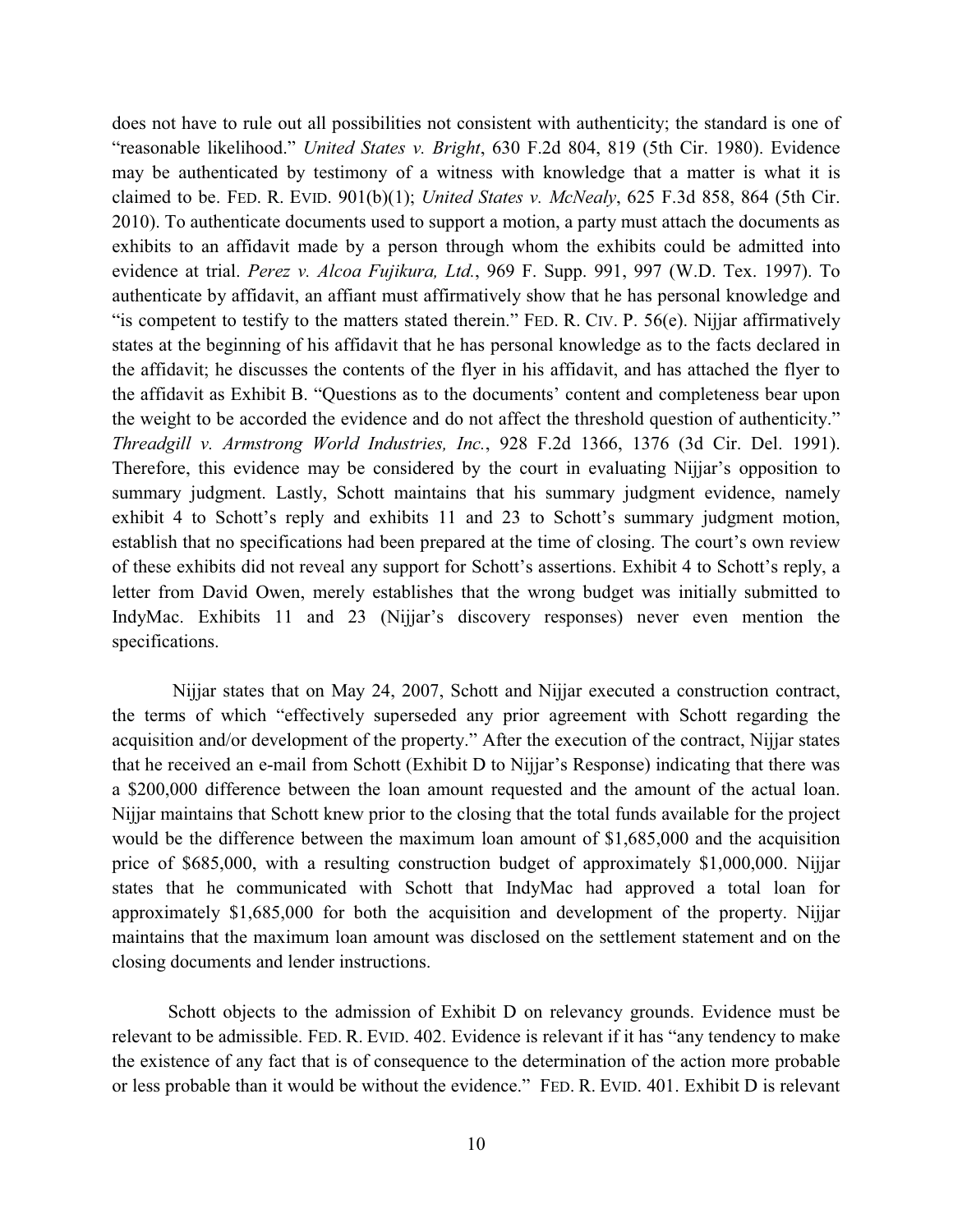does not have to rule out all possibilities not consistent with authenticity; the standard is one of "reasonable likelihood." *United States v. Bright*, 630 F.2d 804, 819 (5th Cir. 1980). Evidence may be authenticated by testimony of a witness with knowledge that a matter is what it is claimed to be. FED. R. EVID. 901(b)(1); *United States v. McNealy*, 625 F.3d 858, 864 (5th Cir. 2010). To authenticate documents used to support a motion, a party must attach the documents as exhibits to an affidavit made by a person through whom the exhibits could be admitted into evidence at trial. *Perez v. Alcoa Fujikura, Ltd.*, 969 F. Supp. 991, 997 (W.D. Tex. 1997). To authenticate by affidavit, an affiant must affirmatively show that he has personal knowledge and "is competent to testify to the matters stated therein." FED. R. CIV. P. 56(e). Nijjar affirmatively states at the beginning of his affidavit that he has personal knowledge as to the facts declared in the affidavit; he discusses the contents of the flyer in his affidavit, and has attached the flyer to the affidavit as Exhibit B. "Questions as to the documents' content and completeness bear upon the weight to be accorded the evidence and do not affect the threshold question of authenticity." *Threadgill v. Armstrong World Industries, Inc.*, 928 F.2d 1366, 1376 (3d Cir. Del. 1991). Therefore, this evidence may be considered by the court in evaluating Nijjar's opposition to summary judgment. Lastly, Schott maintains that his summary judgment evidence, namely exhibit 4 to Schott's reply and exhibits 11 and 23 to Schott's summary judgment motion, establish that no specifications had been prepared at the time of closing. The court's own review of these exhibits did not reveal any support for Schott's assertions. Exhibit 4 to Schott's reply, a letter from David Owen, merely establishes that the wrong budget was initially submitted to IndyMac. Exhibits 11 and 23 (Nijjar's discovery responses) never even mention the specifications.

Nijjar states that on May 24, 2007, Schott and Nijjar executed a construction contract, the terms of which "effectively superseded any prior agreement with Schott regarding the acquisition and/or development of the property." After the execution of the contract, Nijjar states that he received an e-mail from Schott (Exhibit D to Nijjar's Response) indicating that there was a $200,000 difference between the loan amount requested and the amount of the actual loan. Nijjar maintains that Schott knew prior to the closing that the total funds available for the project would be the difference between the maximum loan amount of $1,685,000 and the acquisition price of $685,000, with a resulting construction budget of approximately $1,000,000. Nijjar states that he communicated with Schott that IndyMac had approved a total loan for approximately $1,685,000 for both the acquisition and development of the property. Nijjar maintains that the maximum loan amount was disclosed on the settlement statement and on the closing documents and lender instructions.

Schott objects to the admission of Exhibit D on relevancy grounds. Evidence must be relevant to be admissible. FED. R. EVID. 402. Evidence is relevant if it has "any tendency to make the existence of any fact that is of consequence to the determination of the action more probable or less probable than it would be without the evidence." FED. R. EVID. 401. Exhibit D is relevant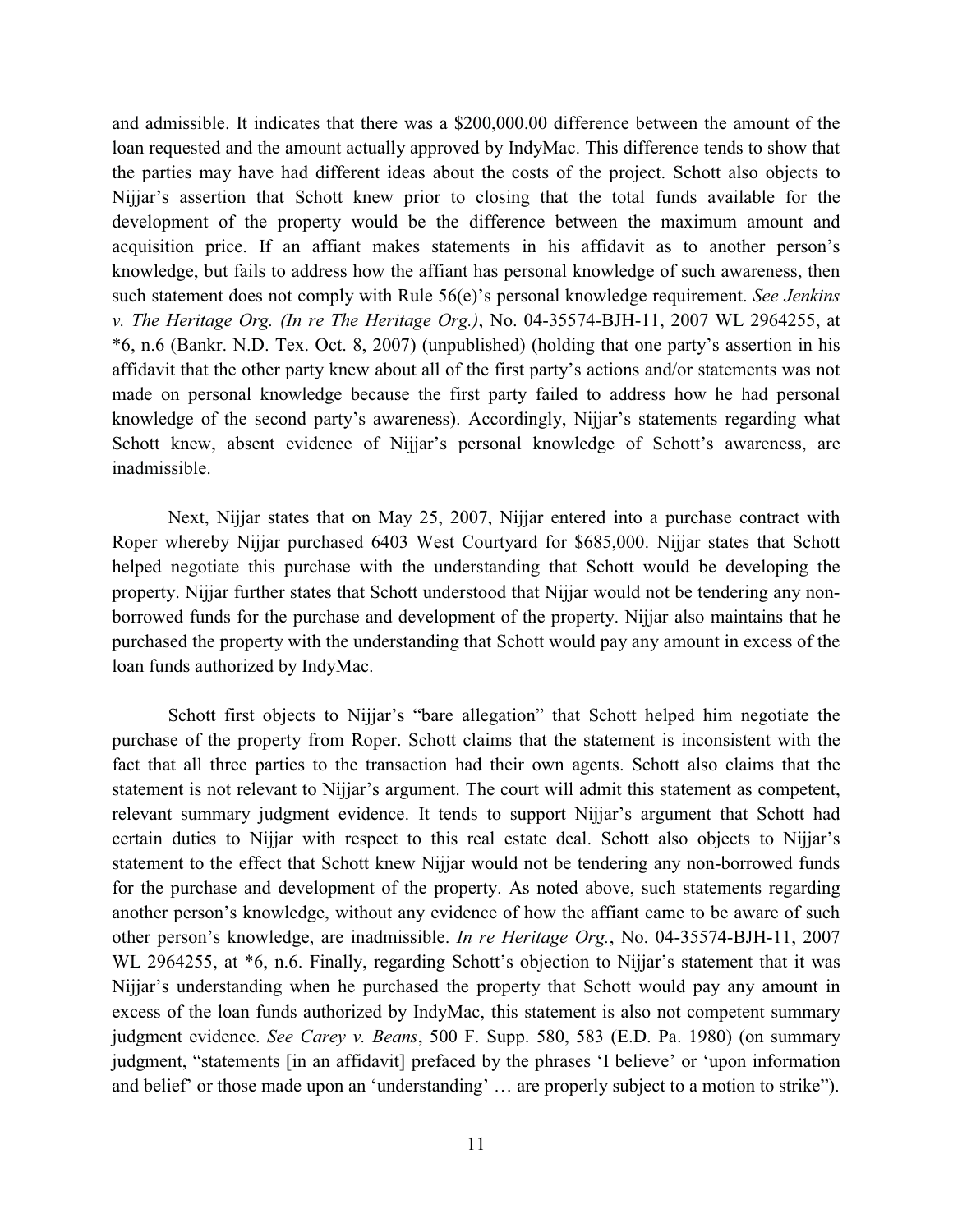and admissible. It indicates that there was a $200,000.00 difference between the amount of the loan requested and the amount actually approved by IndyMac. This difference tends to show that the parties may have had different ideas about the costs of the project. Schott also objects to Nijjar's assertion that Schott knew prior to closing that the total funds available for the development of the property would be the difference between the maximum amount and acquisition price. If an affiant makes statements in his affidavit as to another person's knowledge, but fails to address how the affiant has personal knowledge of such awareness, then such statement does not comply with Rule 56(e)'s personal knowledge requirement. *See Jenkins v. The Heritage Org. (In re The Heritage Org.)*, No. 04-35574-BJH-11, 2007 WL 2964255, at *6, n.6 (Bankr. N.D. Tex. Oct. 8, 2007) (unpublished) (holding that one party's assertion in his affidavit that the other party knew about all of the first party's actions and/or statements was not made on personal knowledge because the first party failed to address how he had personal knowledge of the second party's awareness). Accordingly, Nijjar's statements regarding what Schott knew, absent evidence of Nijjar's personal knowledge of Schott's awareness, are inadmissible.

Next, Nijjar states that on May 25, 2007, Nijjar entered into a purchase contract with Roper whereby Nijjar purchased 6403 West Courtyard for $685,000. Nijjar states that Schott helped negotiate this purchase with the understanding that Schott would be developing the property. Nijjar further states that Schott understood that Nijjar would not be tendering any non-borrowed funds for the purchase and development of the property. Nijjar also maintains that he purchased the property with the understanding that Schott would pay any amount in excess of the loan funds authorized by IndyMac.

Schott first objects to Nijjar's "bare allegation" that Schott helped him negotiate the purchase of the property from Roper. Schott claims that the statement is inconsistent with the fact that all three parties to the transaction had their own agents. Schott also claims that the statement is not relevant to Nijjar's argument. The court will admit this statement as competent, relevant summary judgment evidence. It tends to support Nijjar's argument that Schott had certain duties to Nijjar with respect to this real estate deal. Schott also objects to Nijjar's statement to the effect that Schott knew Nijjar would not be tendering any non-borrowed funds for the purchase and development of the property. As noted above, such statements regarding another person's knowledge, without any evidence of how the affiant came to be aware of such other person's knowledge, are inadmissible. *In re Heritage Org.*, No. 04-35574-BJH-11, 2007 WL 2964255, at *6, n.6. Finally, regarding Schott's objection to Nijjar's statement that it was Nijjar's understanding when he purchased the property that Schott would pay any amount in excess of the loan funds authorized by IndyMac, this statement is also not competent summary judgment evidence. *See Carey v. Beans*, 500 F. Supp. 580, 583 (E.D. Pa. 1980) (on summary judgment, "statements [in an affidavit] prefaced by the phrases 'I believe' or 'upon information and belief' or those made upon an 'understanding' … are properly subject to a motion to strike").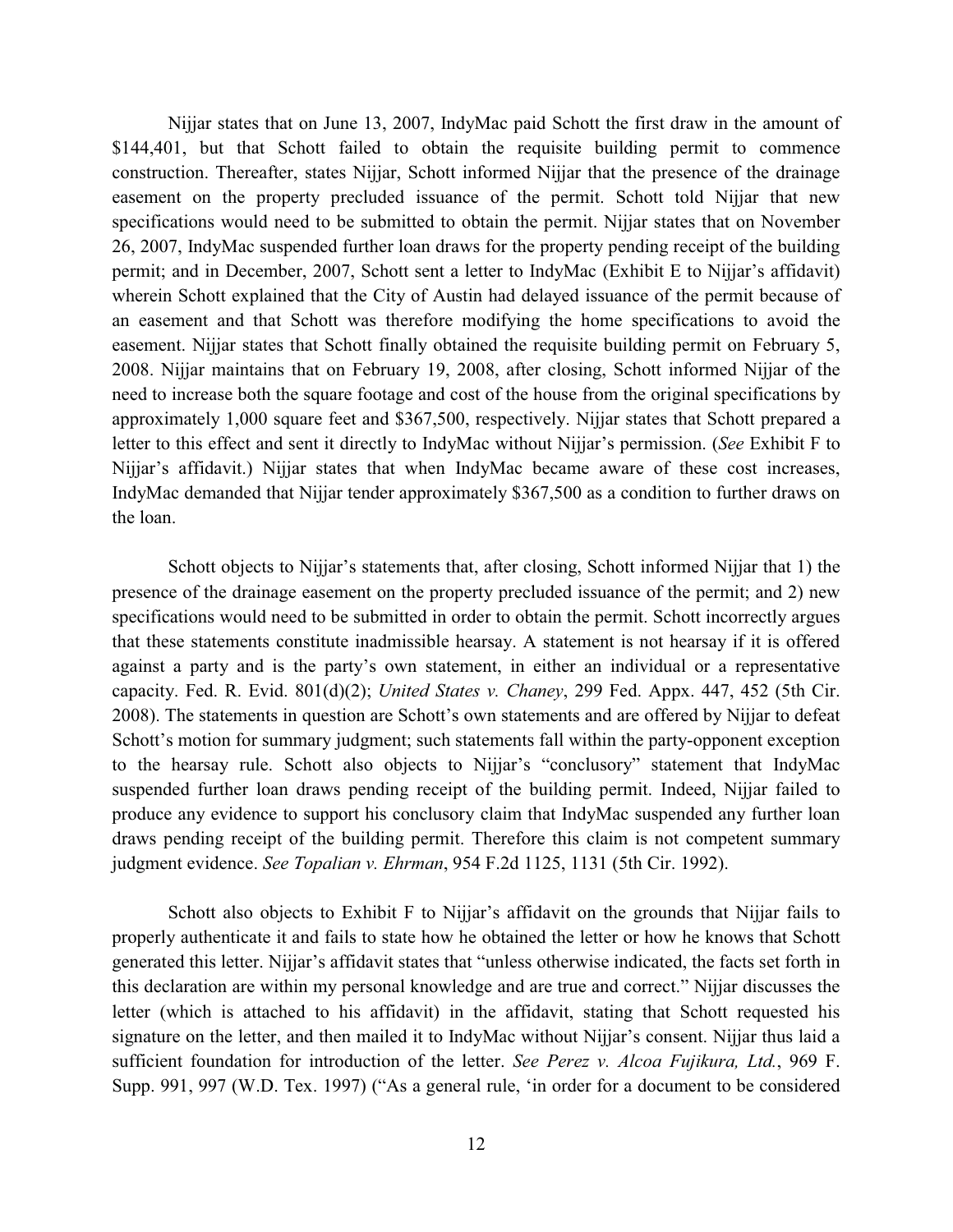Nijjar states that on June 13, 2007, IndyMac paid Schott the first draw in the amount of $144,401, but that Schott failed to obtain the requisite building permit to commence construction. Thereafter, states Nijjar, Schott informed Nijjar that the presence of the drainage easement on the property precluded issuance of the permit. Schott told Nijjar that new specifications would need to be submitted to obtain the permit. Nijjar states that on November 26, 2007, IndyMac suspended further loan draws for the property pending receipt of the building permit; and in December, 2007, Schott sent a letter to IndyMac (Exhibit E to Nijjar's affidavit) wherein Schott explained that the City of Austin had delayed issuance of the permit because of an easement and that Schott was therefore modifying the home specifications to avoid the easement. Nijjar states that Schott finally obtained the requisite building permit on February 5, 2008. Nijjar maintains that on February 19, 2008, after closing, Schott informed Nijjar of the need to increase both the square footage and cost of the house from the original specifications by approximately 1,000 square feet and $367,500, respectively. Nijjar states that Schott prepared a letter to this effect and sent it directly to IndyMac without Nijjar's permission. (*See* Exhibit F to Nijjar's affidavit.) Nijjar states that when IndyMac became aware of these cost increases, IndyMac demanded that Nijjar tender approximately $367,500 as a condition to further draws on the loan.

Schott objects to Nijjar's statements that, after closing, Schott informed Nijjar that 1) the presence of the drainage easement on the property precluded issuance of the permit; and 2) new specifications would need to be submitted in order to obtain the permit. Schott incorrectly argues that these statements constitute inadmissible hearsay. A statement is not hearsay if it is offered against a party and is the party's own statement, in either an individual or a representative capacity. Fed. R. Evid. 801(d)(2); *United States v. Chaney*, 299 Fed. Appx. 447, 452 (5th Cir. 2008). The statements in question are Schott's own statements and are offered by Nijjar to defeat Schott's motion for summary judgment; such statements fall within the party-opponent exception to the hearsay rule. Schott also objects to Nijjar's "conclusory" statement that IndyMac suspended further loan draws pending receipt of the building permit. Indeed, Nijjar failed to produce any evidence to support his conclusory claim that IndyMac suspended any further loan draws pending receipt of the building permit. Therefore this claim is not competent summary judgment evidence. *See Topalian v. Ehrman*, 954 F.2d 1125, 1131 (5th Cir. 1992).

Schott also objects to Exhibit F to Nijjar's affidavit on the grounds that Nijjar fails to properly authenticate it and fails to state how he obtained the letter or how he knows that Schott generated this letter. Nijjar's affidavit states that "unless otherwise indicated, the facts set forth in this declaration are within my personal knowledge and are true and correct." Nijjar discusses the letter (which is attached to his affidavit) in the affidavit, stating that Schott requested his signature on the letter, and then mailed it to IndyMac without Nijjar's consent. Nijjar thus laid a sufficient foundation for introduction of the letter. *See Perez v. Alcoa Fujikura, Ltd.*, 969 F. Supp. 991, 997 (W.D. Tex. 1997) ("As a general rule, 'in order for a document to be considered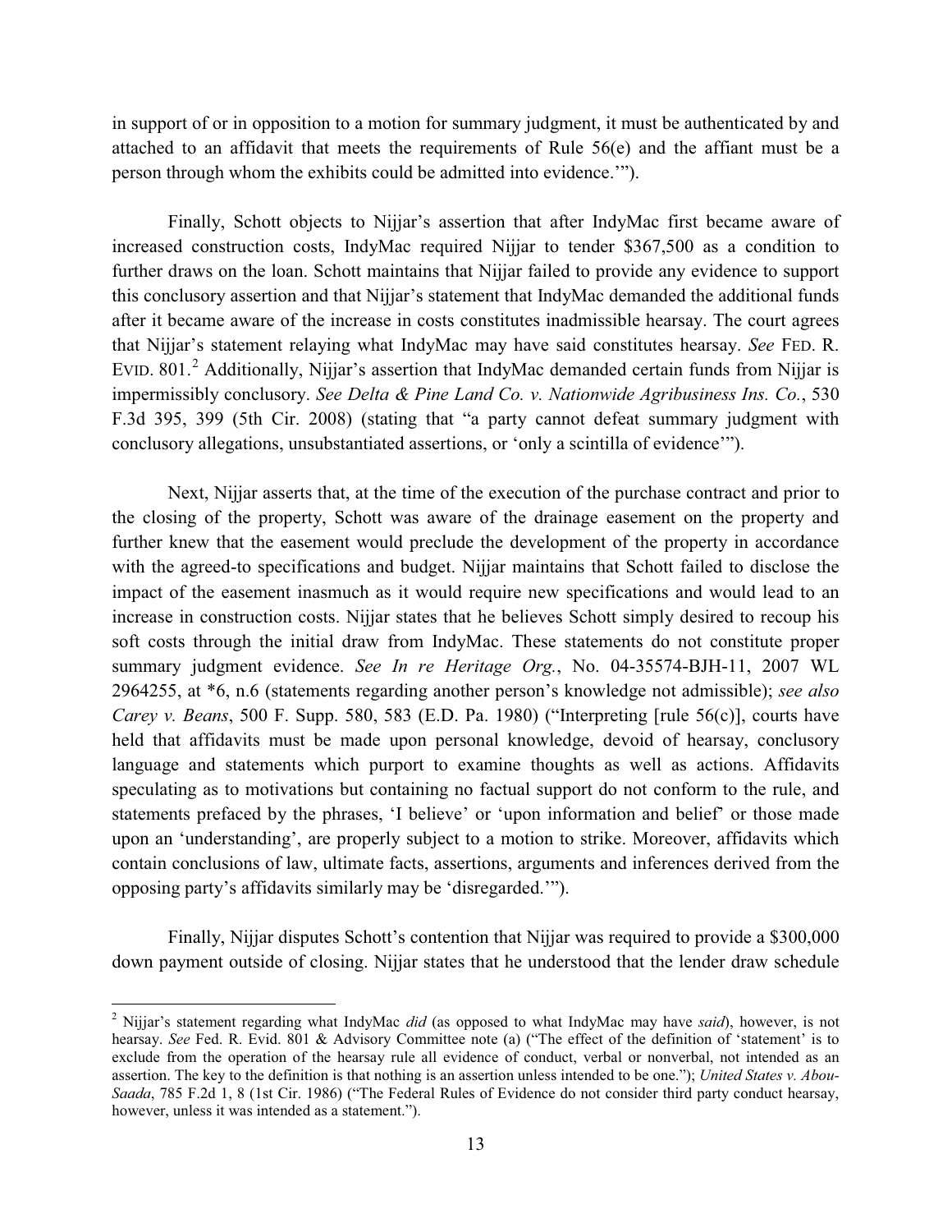in support of or in opposition to a motion for summary judgment, it must be authenticated by and attached to an affidavit that meets the requirements of Rule 56(e) and the affiant must be a person through whom the exhibits could be admitted into evidence.'").

Finally, Schott objects to Nijjar's assertion that after IndyMac first became aware of increased construction costs, IndyMac required Nijjar to tender $367,500 as a condition to further draws on the loan. Schott maintains that Nijjar failed to provide any evidence to support this conclusory assertion and that Nijjar's statement that IndyMac demanded the additional funds after it became aware of the increase in costs constitutes inadmissible hearsay. The court agrees that Nijjar's statement relaying what IndyMac may have said constitutes hearsay. *See* FED. R. EVID. 801.[2] Additionally, Nijjar's assertion that IndyMac demanded certain funds from Nijjar is impermissibly conclusory. *See Delta & Pine Land Co. v. Nationwide Agribusiness Ins. Co.*, 530 F.3d 395, 399 (5th Cir. 2008) (stating that "a party cannot defeat summary judgment with conclusory allegations, unsubstantiated assertions, or 'only a scintilla of evidence'").

Next, Nijjar asserts that, at the time of the execution of the purchase contract and prior to the closing of the property, Schott was aware of the drainage easement on the property and further knew that the easement would preclude the development of the property in accordance with the agreed-to specifications and budget. Nijjar maintains that Schott failed to disclose the impact of the easement inasmuch as it would require new specifications and would lead to an increase in construction costs. Nijjar states that he believes Schott simply desired to recoup his soft costs through the initial draw from IndyMac. These statements do not constitute proper summary judgment evidence. *See In re Heritage Org.*, No. 04-35574-BJH-11, 2007 WL 2964255, at *6, n.6 (statements regarding another person's knowledge not admissible); *see also Carey v. Beans*, 500 F. Supp. 580, 583 (E.D. Pa. 1980) ("Interpreting [rule 56(c)], courts have held that affidavits must be made upon personal knowledge, devoid of hearsay, conclusory language and statements which purport to examine thoughts as well as actions. Affidavits speculating as to motivations but containing no factual support do not conform to the rule, and statements prefaced by the phrases, 'I believe' or 'upon information and belief' or those made upon an 'understanding', are properly subject to a motion to strike. Moreover, affidavits which contain conclusions of law, ultimate facts, assertions, arguments and inferences derived from the opposing party's affidavits similarly may be 'disregarded.'").

Finally, Nijjar disputes Schott's contention that Nijjar was required to provide a $300,000 down payment outside of closing. Nijjar states that he understood that the lender draw schedule

---

[2] Nijjar's statement regarding what IndyMac *did* (as opposed to what IndyMac may have *said*), however, is not hearsay. *See* Fed. R. Evid. 801 & Advisory Committee note (a) ("The effect of the definition of 'statement' is to exclude from the operation of the hearsay rule all evidence of conduct, verbal or nonverbal, not intended as an assertion. The key to the definition is that nothing is an assertion unless intended to be one."); *United States v. Abou-Saada*, 785 F.2d 1, 8 (1st Cir. 1986) ("The Federal Rules of Evidence do not consider third party conduct hearsay, however, unless it was intended as a statement.").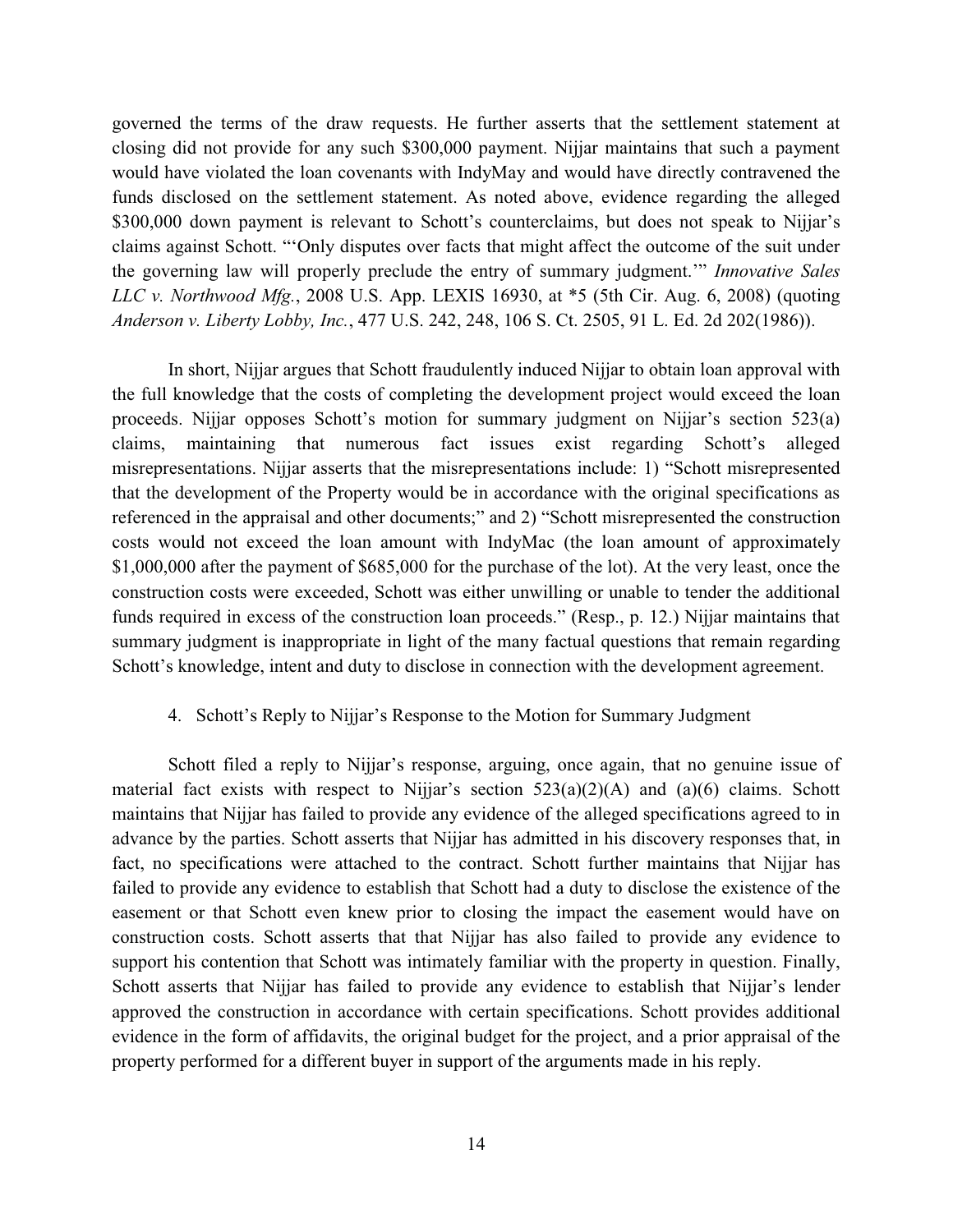governed the terms of the draw requests. He further asserts that the settlement statement at closing did not provide for any such $300,000 payment. Nijjar maintains that such a payment would have violated the loan covenants with IndyMay and would have directly contravened the funds disclosed on the settlement statement. As noted above, evidence regarding the alleged $300,000 down payment is relevant to Schott's counterclaims, but does not speak to Nijjar's claims against Schott. "'Only disputes over facts that might affect the outcome of the suit under the governing law will properly preclude the entry of summary judgment.'" *Innovative Sales LLC v. Northwood Mfg.*, 2008 U.S. App. LEXIS 16930, at *5 (5th Cir. Aug. 6, 2008) (quoting *Anderson v. Liberty Lobby, Inc.*, 477 U.S. 242, 248, 106 S. Ct. 2505, 91 L. Ed. 2d 202(1986)).

In short, Nijjar argues that Schott fraudulently induced Nijjar to obtain loan approval with the full knowledge that the costs of completing the development project would exceed the loan proceeds. Nijjar opposes Schott's motion for summary judgment on Nijjar's section 523(a) claims, maintaining that numerous fact issues exist regarding Schott's alleged misrepresentations. Nijjar asserts that the misrepresentations include: 1) "Schott misrepresented that the development of the Property would be in accordance with the original specifications as referenced in the appraisal and other documents;" and 2) "Schott misrepresented the construction costs would not exceed the loan amount with IndyMac (the loan amount of approximately $1,000,000 after the payment of $685,000 for the purchase of the lot). At the very least, once the construction costs were exceeded, Schott was either unwilling or unable to tender the additional funds required in excess of the construction loan proceeds." (Resp., p. 12.) Nijjar maintains that summary judgment is inappropriate in light of the many factual questions that remain regarding Schott's knowledge, intent and duty to disclose in connection with the development agreement.

4. Schott's Reply to Nijjar's Response to the Motion for Summary Judgment

Schott filed a reply to Nijjar's response, arguing, once again, that no genuine issue of material fact exists with respect to Nijjar's section 523(a)(2)(A) and (a)(6) claims. Schott maintains that Nijjar has failed to provide any evidence of the alleged specifications agreed to in advance by the parties. Schott asserts that Nijjar has admitted in his discovery responses that, in fact, no specifications were attached to the contract. Schott further maintains that Nijjar has failed to provide any evidence to establish that Schott had a duty to disclose the existence of the easement or that Schott even knew prior to closing the impact the easement would have on construction costs. Schott asserts that that Nijjar has also failed to provide any evidence to support his contention that Schott was intimately familiar with the property in question. Finally, Schott asserts that Nijjar has failed to provide any evidence to establish that Nijjar's lender approved the construction in accordance with certain specifications. Schott provides additional evidence in the form of affidavits, the original budget for the project, and a prior appraisal of the property performed for a different buyer in support of the arguments made in his reply.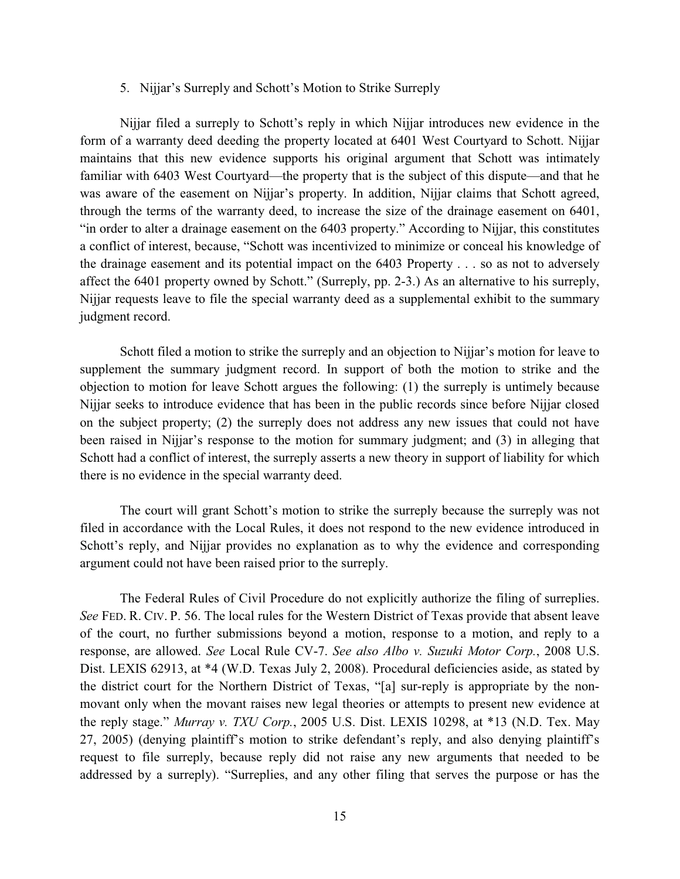5. Nijjar's Surreply and Schott's Motion to Strike Surreply

Nijjar filed a surreply to Schott's reply in which Nijjar introduces new evidence in the form of a warranty deed deeding the property located at 6401 West Courtyard to Schott. Nijjar maintains that this new evidence supports his original argument that Schott was intimately familiar with 6403 West Courtyard—the property that is the subject of this dispute—and that he was aware of the easement on Nijjar's property. In addition, Nijjar claims that Schott agreed, through the terms of the warranty deed, to increase the size of the drainage easement on 6401, "in order to alter a drainage easement on the 6403 property." According to Nijjar, this constitutes a conflict of interest, because, "Schott was incentivized to minimize or conceal his knowledge of the drainage easement and its potential impact on the 6403 Property . . . so as not to adversely affect the 6401 property owned by Schott." (Surreply, pp. 2-3.) As an alternative to his surreply, Nijjar requests leave to file the special warranty deed as a supplemental exhibit to the summary judgment record.

Schott filed a motion to strike the surreply and an objection to Nijjar's motion for leave to supplement the summary judgment record. In support of both the motion to strike and the objection to motion for leave Schott argues the following: (1) the surreply is untimely because Nijjar seeks to introduce evidence that has been in the public records since before Nijjar closed on the subject property; (2) the surreply does not address any new issues that could not have been raised in Nijjar's response to the motion for summary judgment; and (3) in alleging that Schott had a conflict of interest, the surreply asserts a new theory in support of liability for which there is no evidence in the special warranty deed.

The court will grant Schott's motion to strike the surreply because the surreply was not filed in accordance with the Local Rules, it does not respond to the new evidence introduced in Schott's reply, and Nijjar provides no explanation as to why the evidence and corresponding argument could not have been raised prior to the surreply.

The Federal Rules of Civil Procedure do not explicitly authorize the filing of surreplies. *See* FED. R. CIV. P. 56. The local rules for the Western District of Texas provide that absent leave of the court, no further submissions beyond a motion, response to a motion, and reply to a response, are allowed. *See* Local Rule CV-7. *See also Albo v. Suzuki Motor Corp.*, 2008 U.S. Dist. LEXIS 62913, at *4 (W.D. Texas July 2, 2008). Procedural deficiencies aside, as stated by the district court for the Northern District of Texas, "[a] sur-reply is appropriate by the non-movant only when the movant raises new legal theories or attempts to present new evidence at the reply stage." *Murray v. TXU Corp.*, 2005 U.S. Dist. LEXIS 10298, at *13 (N.D. Tex. May 27, 2005) (denying plaintiff's motion to strike defendant's reply, and also denying plaintiff's request to file surreply, because reply did not raise any new arguments that needed to be addressed by a surreply). "Surreplies, and any other filing that serves the purpose or has the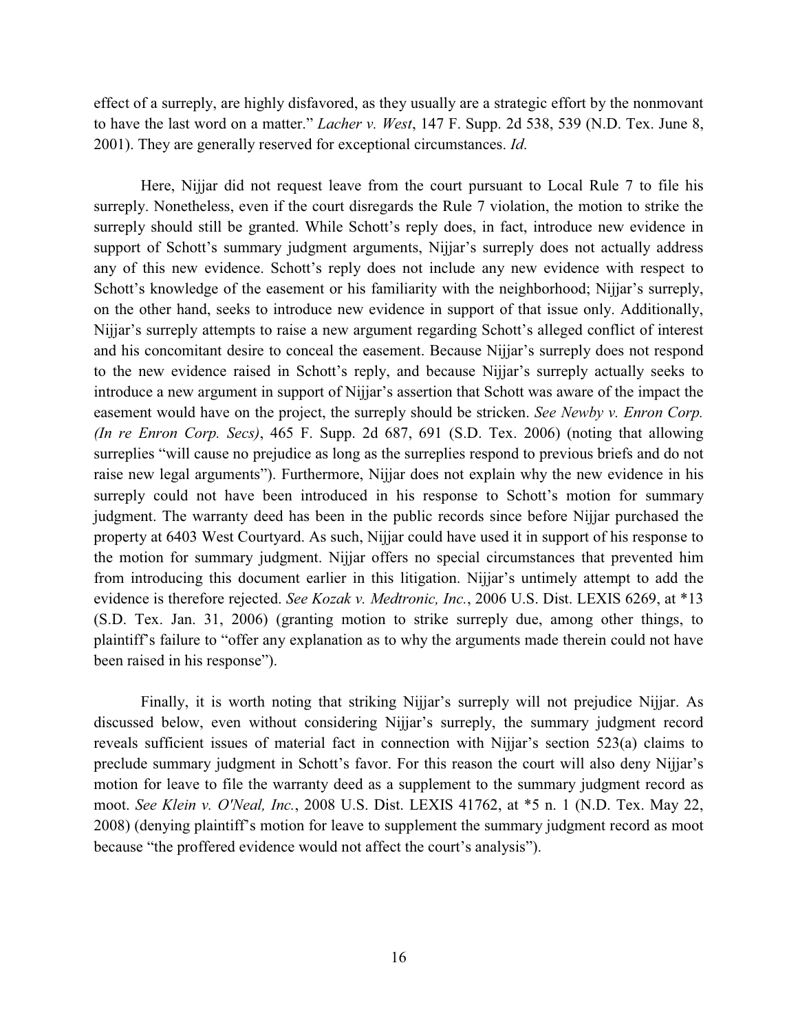effect of a surreply, are highly disfavored, as they usually are a strategic effort by the nonmovant to have the last word on a matter." *Lacher v. West*, 147 F. Supp. 2d 538, 539 (N.D. Tex. June 8, 2001). They are generally reserved for exceptional circumstances. *Id*.

Here, Nijjar did not request leave from the court pursuant to Local Rule 7 to file his surreply. Nonetheless, even if the court disregards the Rule 7 violation, the motion to strike the surreply should still be granted. While Schott's reply does, in fact, introduce new evidence in support of Schott's summary judgment arguments, Nijjar's surreply does not actually address any of this new evidence. Schott's reply does not include any new evidence with respect to Schott's knowledge of the easement or his familiarity with the neighborhood; Nijjar's surreply, on the other hand, seeks to introduce new evidence in support of that issue only. Additionally, Nijjar's surreply attempts to raise a new argument regarding Schott's alleged conflict of interest and his concomitant desire to conceal the easement. Because Nijjar's surreply does not respond to the new evidence raised in Schott's reply, and because Nijjar's surreply actually seeks to introduce a new argument in support of Nijjar's assertion that Schott was aware of the impact the easement would have on the project, the surreply should be stricken. *See Newby v. Enron Corp. (In re Enron Corp. Secs)*, 465 F. Supp. 2d 687, 691 (S.D. Tex. 2006) (noting that allowing surreplies "will cause no prejudice as long as the surreplies respond to previous briefs and do not raise new legal arguments"). Furthermore, Nijjar does not explain why the new evidence in his surreply could not have been introduced in his response to Schott's motion for summary judgment. The warranty deed has been in the public records since before Nijjar purchased the property at 6403 West Courtyard. As such, Nijjar could have used it in support of his response to the motion for summary judgment. Nijjar offers no special circumstances that prevented him from introducing this document earlier in this litigation. Nijjar's untimely attempt to add the evidence is therefore rejected. *See Kozak v. Medtronic, Inc.*, 2006 U.S. Dist. LEXIS 6269, at *13 (S.D. Tex. Jan. 31, 2006) (granting motion to strike surreply due, among other things, to plaintiff's failure to "offer any explanation as to why the arguments made therein could not have been raised in his response").

Finally, it is worth noting that striking Nijjar's surreply will not prejudice Nijjar. As discussed below, even without considering Nijjar's surreply, the summary judgment record reveals sufficient issues of material fact in connection with Nijjar's section 523(a) claims to preclude summary judgment in Schott's favor. For this reason the court will also deny Nijjar's motion for leave to file the warranty deed as a supplement to the summary judgment record as moot. *See Klein v. O'Neal, Inc.*, 2008 U.S. Dist. LEXIS 41762, at *5 n. 1 (N.D. Tex. May 22, 2008) (denying plaintiff's motion for leave to supplement the summary judgment record as moot because "the proffered evidence would not affect the court's analysis").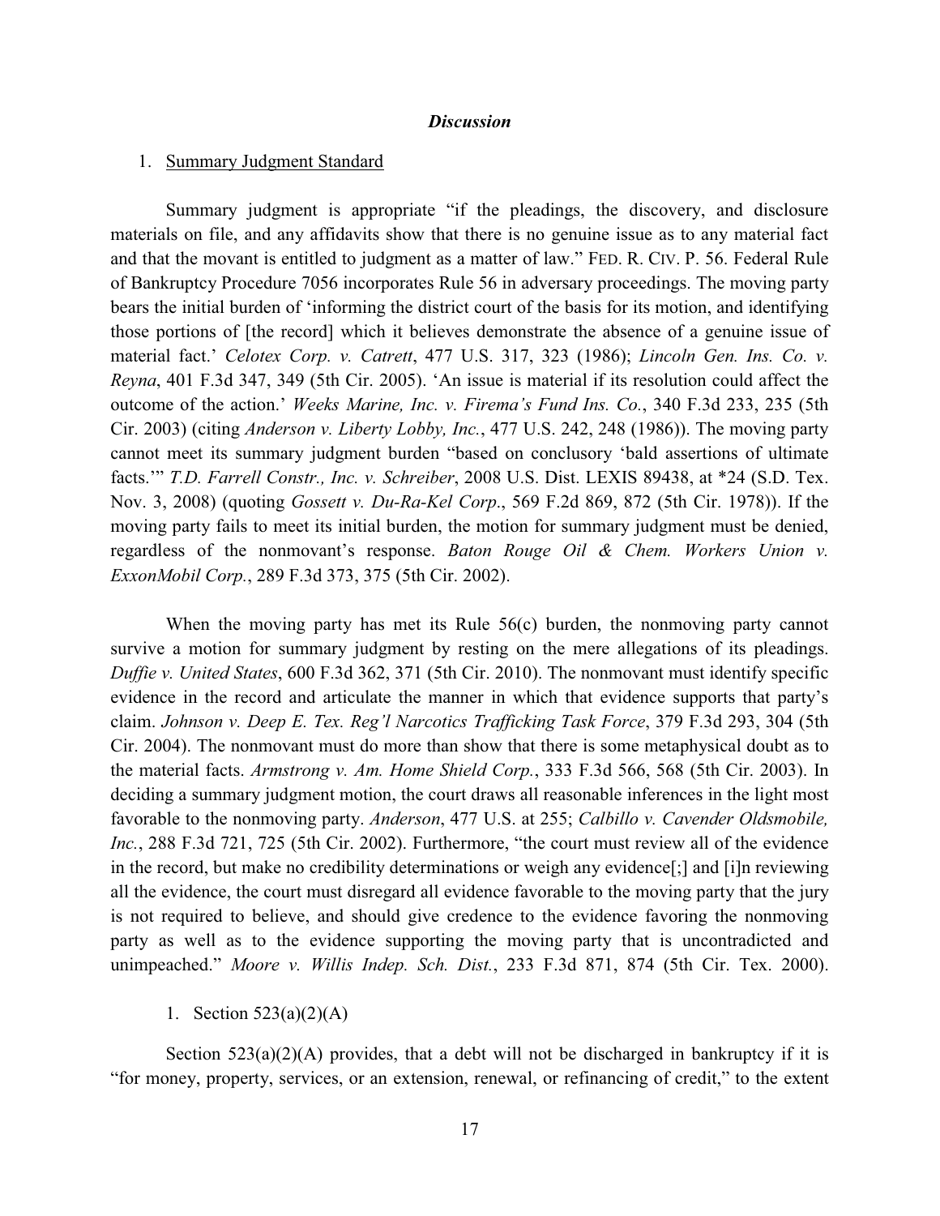### *Discussion*

1. Summary Judgment Standard

Summary judgment is appropriate "if the pleadings, the discovery, and disclosure materials on file, and any affidavits show that there is no genuine issue as to any material fact and that the movant is entitled to judgment as a matter of law." FED. R. CIV. P. 56. Federal Rule of Bankruptcy Procedure 7056 incorporates Rule 56 in adversary proceedings. The moving party bears the initial burden of 'informing the district court of the basis for its motion, and identifying those portions of [the record] which it believes demonstrate the absence of a genuine issue of material fact.' *Celotex Corp. v. Catrett*, 477 U.S. 317, 323 (1986); *Lincoln Gen. Ins. Co. v. Reyna*, 401 F.3d 347, 349 (5th Cir. 2005). 'An issue is material if its resolution could affect the outcome of the action.' *Weeks Marine, Inc. v. Firema's Fund Ins. Co.*, 340 F.3d 233, 235 (5th Cir. 2003) (citing *Anderson v. Liberty Lobby, Inc.*, 477 U.S. 242, 248 (1986)). The moving party cannot meet its summary judgment burden "based on conclusory 'bald assertions of ultimate facts.'" *T.D. Farrell Constr., Inc. v. Schreiber*, 2008 U.S. Dist. LEXIS 89438, at *24 (S.D. Tex. Nov. 3, 2008) (quoting *Gossett v. Du-Ra-Kel Corp*., 569 F.2d 869, 872 (5th Cir. 1978)). If the moving party fails to meet its initial burden, the motion for summary judgment must be denied, regardless of the nonmovant's response. *Baton Rouge Oil & Chem. Workers Union v. ExxonMobil Corp.*, 289 F.3d 373, 375 (5th Cir. 2002).

When the moving party has met its Rule 56(c) burden, the nonmoving party cannot survive a motion for summary judgment by resting on the mere allegations of its pleadings. *Duffie v. United States*, 600 F.3d 362, 371 (5th Cir. 2010). The nonmovant must identify specific evidence in the record and articulate the manner in which that evidence supports that party's claim. *Johnson v. Deep E. Tex. Reg'l Narcotics Trafficking Task Force*, 379 F.3d 293, 304 (5th Cir. 2004). The nonmovant must do more than show that there is some metaphysical doubt as to the material facts. *Armstrong v. Am. Home Shield Corp.*, 333 F.3d 566, 568 (5th Cir. 2003). In deciding a summary judgment motion, the court draws all reasonable inferences in the light most favorable to the nonmoving party. *Anderson*, 477 U.S. at 255; *Calbillo v. Cavender Oldsmobile, Inc.*, 288 F.3d 721, 725 (5th Cir. 2002). Furthermore, "the court must review all of the evidence in the record, but make no credibility determinations or weigh any evidence[;] and [i]n reviewing all the evidence, the court must disregard all evidence favorable to the moving party that the jury is not required to believe, and should give credence to the evidence favoring the nonmoving party as well as to the evidence supporting the moving party that is uncontradicted and unimpeached." *Moore v. Willis Indep. Sch. Dist.*, 233 F.3d 871, 874 (5th Cir. Tex. 2000).

1. Section 523(a)(2)(A)

Section 523(a)(2)(A) provides, that a debt will not be discharged in bankruptcy if it is "for money, property, services, or an extension, renewal, or refinancing of credit," to the extent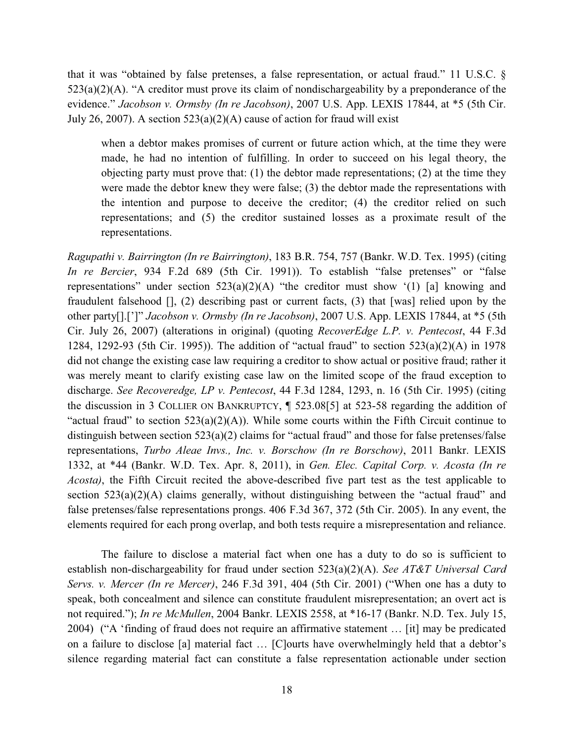that it was "obtained by false pretenses, a false representation, or actual fraud." 11 U.S.C. § 523(a)(2)(A). "A creditor must prove its claim of nondischargeability by a preponderance of the evidence." *Jacobson v. Ormsby (In re Jacobson)*, 2007 U.S. App. LEXIS 17844, at *5 (5th Cir. July 26, 2007). A section 523(a)(2)(A) cause of action for fraud will exist

> when a debtor makes promises of current or future action which, at the time they were made, he had no intention of fulfilling. In order to succeed on his legal theory, the objecting party must prove that: (1) the debtor made representations; (2) at the time they were made the debtor knew they were false; (3) the debtor made the representations with the intention and purpose to deceive the creditor; (4) the creditor relied on such representations; and (5) the creditor sustained losses as a proximate result of the representations.

*Ragupathi v. Bairrington (In re Bairrington)*, 183 B.R. 754, 757 (Bankr. W.D. Tex. 1995) (citing *In re Bercier*, 934 F.2d 689 (5th Cir. 1991)). To establish "false pretenses" or "false representations" under section 523(a)(2)(A) "the creditor must show '(1) [a] knowing and fraudulent falsehood [], (2) describing past or current facts, (3) that [was] relied upon by the other party[].[']" *Jacobson v. Ormsby (In re Jacobson)*, 2007 U.S. App. LEXIS 17844, at *5 (5th Cir. July 26, 2007) (alterations in original) (quoting *RecoverEdge L.P. v. Pentecost*, 44 F.3d 1284, 1292-93 (5th Cir. 1995)). The addition of "actual fraud" to section 523(a)(2)(A) in 1978 did not change the existing case law requiring a creditor to show actual or positive fraud; rather it was merely meant to clarify existing case law on the limited scope of the fraud exception to discharge. *See Recoveredge, LP v. Pentecost*, 44 F.3d 1284, 1293, n. 16 (5th Cir. 1995) (citing the discussion in 3 COLLIER ON BANKRUPTCY, ¶ 523.08[5] at 523-58 regarding the addition of "actual fraud" to section 523(a)(2)(A)). While some courts within the Fifth Circuit continue to distinguish between section 523(a)(2) claims for "actual fraud" and those for false pretenses/false representations, *Turbo Aleae Invs., Inc. v. Borschow (In re Borschow)*, 2011 Bankr. LEXIS 1332, at *44 (Bankr. W.D. Tex. Apr. 8, 2011), in *Gen. Elec. Capital Corp. v. Acosta (In re Acosta)*, the Fifth Circuit recited the above-described five part test as the test applicable to section 523(a)(2)(A) claims generally, without distinguishing between the "actual fraud" and false pretenses/false representations prongs. 406 F.3d 367, 372 (5th Cir. 2005). In any event, the elements required for each prong overlap, and both tests require a misrepresentation and reliance.

The failure to disclose a material fact when one has a duty to do so is sufficient to establish non-dischargeability for fraud under section 523(a)(2)(A). *See AT&T Universal Card Servs. v. Mercer (In re Mercer)*, 246 F.3d 391, 404 (5th Cir. 2001) ("When one has a duty to speak, both concealment and silence can constitute fraudulent misrepresentation; an overt act is not required."); *In re McMullen*, 2004 Bankr. LEXIS 2558, at *16-17 (Bankr. N.D. Tex. July 15, 2004) ("A 'finding of fraud does not require an affirmative statement … [it] may be predicated on a failure to disclose [a] material fact … [C]ourts have overwhelmingly held that a debtor's silence regarding material fact can constitute a false representation actionable under section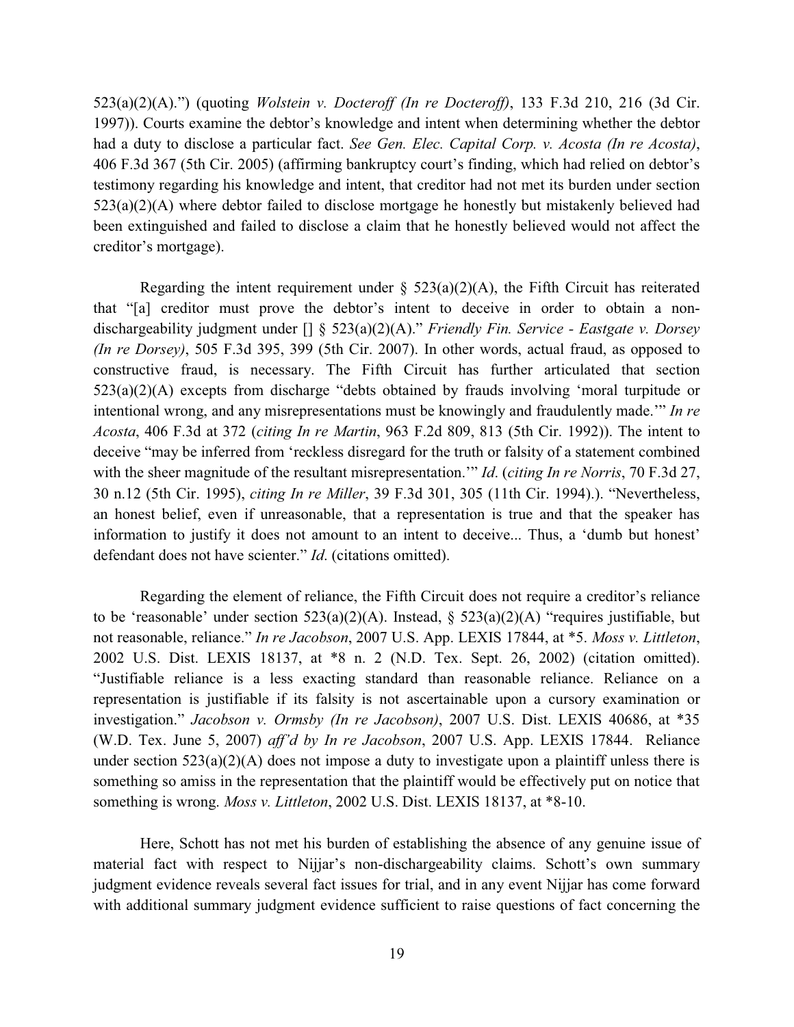523(a)(2)(A).") (quoting *Wolstein v. Docteroff (In re Docteroff)*, 133 F.3d 210, 216 (3d Cir. 1997)). Courts examine the debtor's knowledge and intent when determining whether the debtor had a duty to disclose a particular fact. *See Gen. Elec. Capital Corp. v. Acosta (In re Acosta)*, 406 F.3d 367 (5th Cir. 2005) (affirming bankruptcy court's finding, which had relied on debtor's testimony regarding his knowledge and intent, that creditor had not met its burden under section 523(a)(2)(A) where debtor failed to disclose mortgage he honestly but mistakenly believed had been extinguished and failed to disclose a claim that he honestly believed would not affect the creditor's mortgage).

Regarding the intent requirement under § 523(a)(2)(A), the Fifth Circuit has reiterated that "[a] creditor must prove the debtor's intent to deceive in order to obtain a non-dischargeability judgment under [] § 523(a)(2)(A)." *Friendly Fin. Service - Eastgate v. Dorsey (In re Dorsey)*, 505 F.3d 395, 399 (5th Cir. 2007). In other words, actual fraud, as opposed to constructive fraud, is necessary. The Fifth Circuit has further articulated that section 523(a)(2)(A) excepts from discharge "debts obtained by frauds involving 'moral turpitude or intentional wrong, and any misrepresentations must be knowingly and fraudulently made.'" *In re Acosta*, 406 F.3d at 372 (*citing In re Martin*, 963 F.2d 809, 813 (5th Cir. 1992)). The intent to deceive "may be inferred from 'reckless disregard for the truth or falsity of a statement combined with the sheer magnitude of the resultant misrepresentation.'" *Id*. (*citing In re Norris*, 70 F.3d 27, 30 n.12 (5th Cir. 1995), *citing In re Miller*, 39 F.3d 301, 305 (11th Cir. 1994).). "Nevertheless, an honest belief, even if unreasonable, that a representation is true and that the speaker has information to justify it does not amount to an intent to deceive... Thus, a 'dumb but honest' defendant does not have scienter." *Id*. (citations omitted).

Regarding the element of reliance, the Fifth Circuit does not require a creditor's reliance to be 'reasonable' under section 523(a)(2)(A). Instead, § 523(a)(2)(A) "requires justifiable, but not reasonable, reliance." *In re Jacobson*, 2007 U.S. App. LEXIS 17844, at *5. *Moss v. Littleton*, 2002 U.S. Dist. LEXIS 18137, at *8 n. 2 (N.D. Tex. Sept. 26, 2002) (citation omitted). "Justifiable reliance is a less exacting standard than reasonable reliance. Reliance on a representation is justifiable if its falsity is not ascertainable upon a cursory examination or investigation." *Jacobson v. Ormsby (In re Jacobson)*, 2007 U.S. Dist. LEXIS 40686, at *35 (W.D. Tex. June 5, 2007) *aff'd by In re Jacobson*, 2007 U.S. App. LEXIS 17844. Reliance under section 523(a)(2)(A) does not impose a duty to investigate upon a plaintiff unless there is something so amiss in the representation that the plaintiff would be effectively put on notice that something is wrong. *Moss v. Littleton*, 2002 U.S. Dist. LEXIS 18137, at *8-10.

Here, Schott has not met his burden of establishing the absence of any genuine issue of material fact with respect to Nijjar's non-dischargeability claims. Schott's own summary judgment evidence reveals several fact issues for trial, and in any event Nijjar has come forward with additional summary judgment evidence sufficient to raise questions of fact concerning the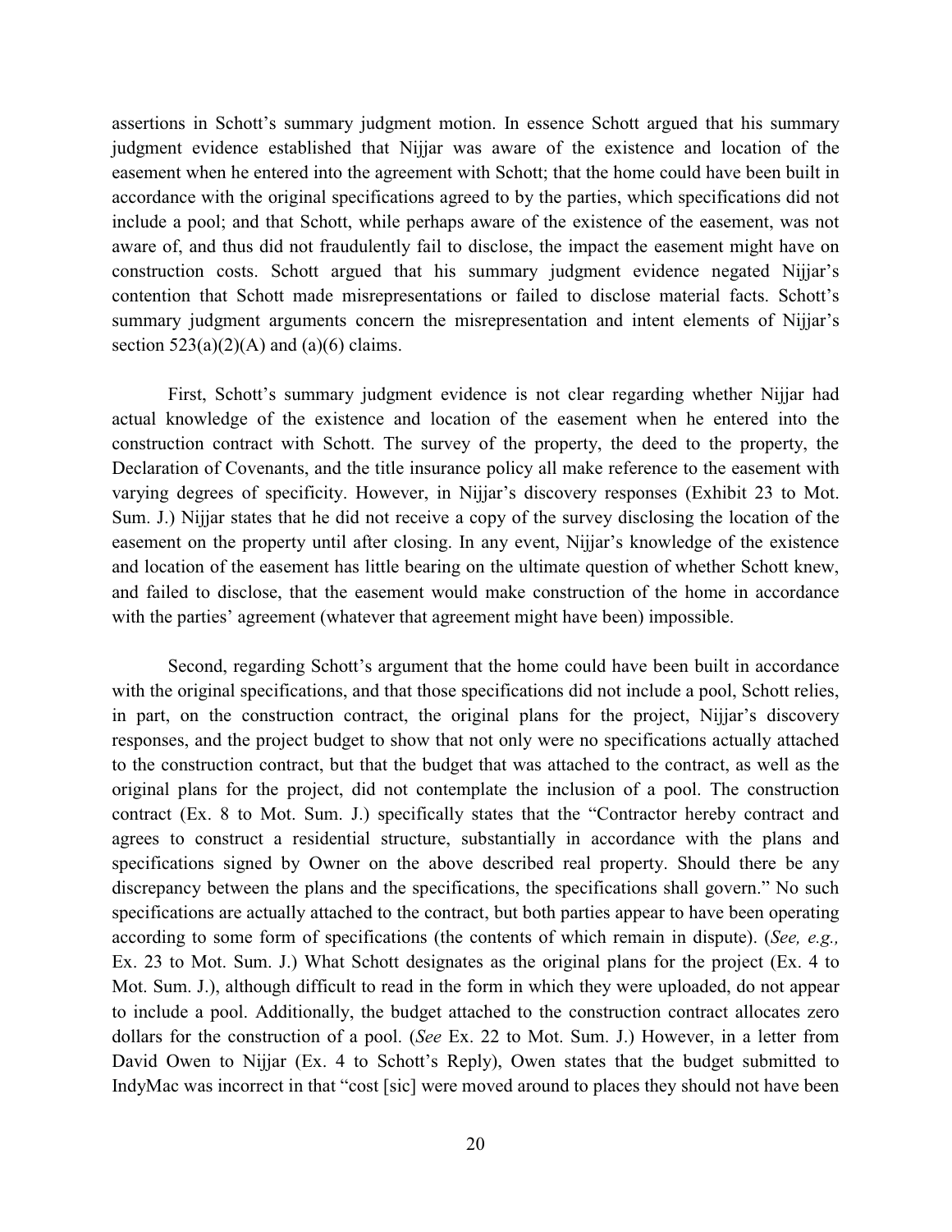assertions in Schott's summary judgment motion. In essence Schott argued that his summary judgment evidence established that Nijjar was aware of the existence and location of the easement when he entered into the agreement with Schott; that the home could have been built in accordance with the original specifications agreed to by the parties, which specifications did not include a pool; and that Schott, while perhaps aware of the existence of the easement, was not aware of, and thus did not fraudulently fail to disclose, the impact the easement might have on construction costs. Schott argued that his summary judgment evidence negated Nijjar's contention that Schott made misrepresentations or failed to disclose material facts. Schott's summary judgment arguments concern the misrepresentation and intent elements of Nijjar's section 523(a)(2)(A) and (a)(6) claims.

First, Schott's summary judgment evidence is not clear regarding whether Nijjar had actual knowledge of the existence and location of the easement when he entered into the construction contract with Schott. The survey of the property, the deed to the property, the Declaration of Covenants, and the title insurance policy all make reference to the easement with varying degrees of specificity. However, in Nijjar's discovery responses (Exhibit 23 to Mot. Sum. J.) Nijjar states that he did not receive a copy of the survey disclosing the location of the easement on the property until after closing. In any event, Nijjar's knowledge of the existence and location of the easement has little bearing on the ultimate question of whether Schott knew, and failed to disclose, that the easement would make construction of the home in accordance with the parties' agreement (whatever that agreement might have been) impossible.

Second, regarding Schott's argument that the home could have been built in accordance with the original specifications, and that those specifications did not include a pool, Schott relies, in part, on the construction contract, the original plans for the project, Nijjar's discovery responses, and the project budget to show that not only were no specifications actually attached to the construction contract, but that the budget that was attached to the contract, as well as the original plans for the project, did not contemplate the inclusion of a pool. The construction contract (Ex. 8 to Mot. Sum. J.) specifically states that the "Contractor hereby contract and agrees to construct a residential structure, substantially in accordance with the plans and specifications signed by Owner on the above described real property. Should there be any discrepancy between the plans and the specifications, the specifications shall govern." No such specifications are actually attached to the contract, but both parties appear to have been operating according to some form of specifications (the contents of which remain in dispute). (*See, e.g.,* Ex. 23 to Mot. Sum. J.) What Schott designates as the original plans for the project (Ex. 4 to Mot. Sum. J.), although difficult to read in the form in which they were uploaded, do not appear to include a pool. Additionally, the budget attached to the construction contract allocates zero dollars for the construction of a pool. (*See* Ex. 22 to Mot. Sum. J.) However, in a letter from David Owen to Nijjar (Ex. 4 to Schott's Reply), Owen states that the budget submitted to IndyMac was incorrect in that "cost [sic] were moved around to places they should not have been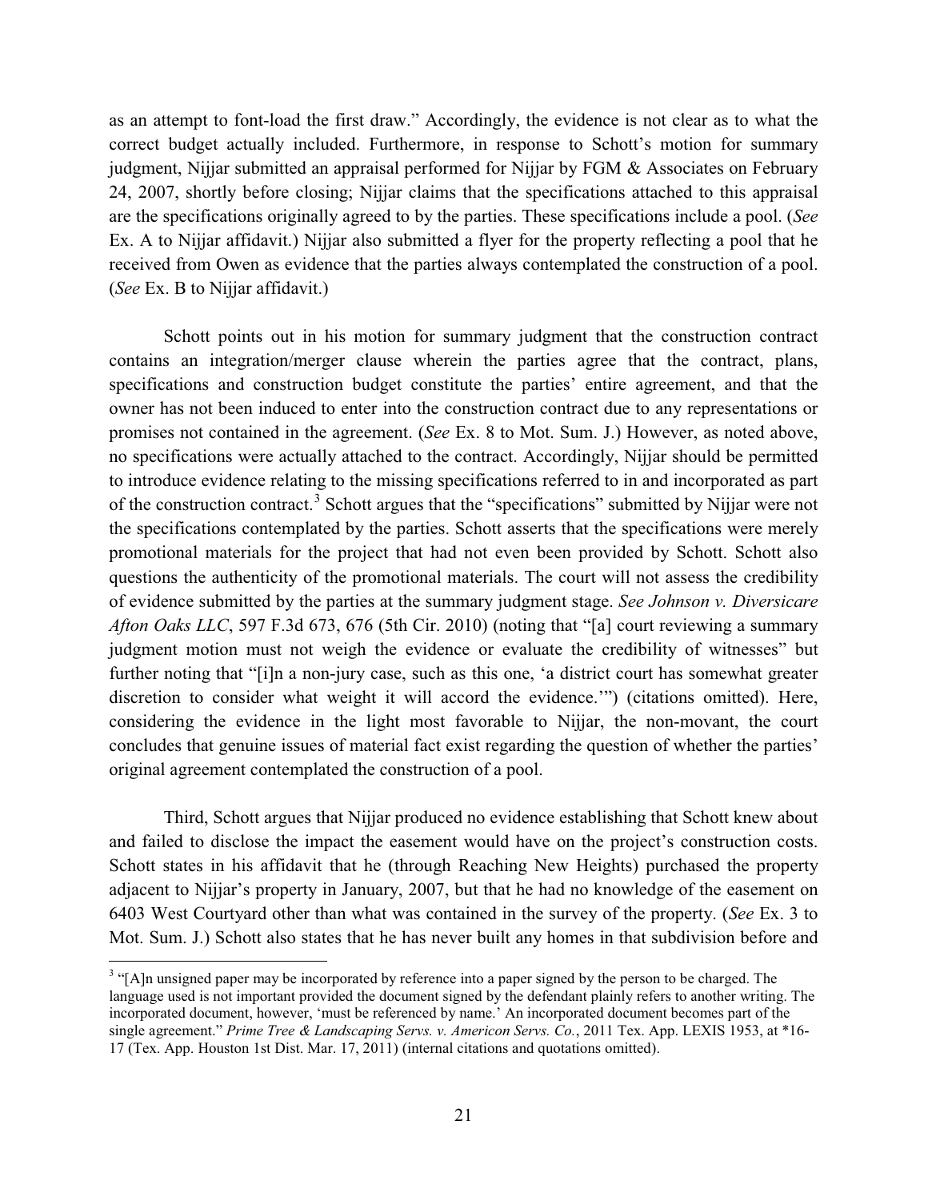as an attempt to font-load the first draw." Accordingly, the evidence is not clear as to what the correct budget actually included. Furthermore, in response to Schott's motion for summary judgment, Nijjar submitted an appraisal performed for Nijjar by FGM & Associates on February 24, 2007, shortly before closing; Nijjar claims that the specifications attached to this appraisal are the specifications originally agreed to by the parties. These specifications include a pool. (*See* Ex. A to Nijjar affidavit.) Nijjar also submitted a flyer for the property reflecting a pool that he received from Owen as evidence that the parties always contemplated the construction of a pool. (*See* Ex. B to Nijjar affidavit.)

Schott points out in his motion for summary judgment that the construction contract contains an integration/merger clause wherein the parties agree that the contract, plans, specifications and construction budget constitute the parties' entire agreement, and that the owner has not been induced to enter into the construction contract due to any representations or promises not contained in the agreement. (*See* Ex. 8 to Mot. Sum. J.) However, as noted above, no specifications were actually attached to the contract. Accordingly, Nijjar should be permitted to introduce evidence relating to the missing specifications referred to in and incorporated as part of the construction contract.[3] Schott argues that the "specifications" submitted by Nijjar were not the specifications contemplated by the parties. Schott asserts that the specifications were merely promotional materials for the project that had not even been provided by Schott. Schott also questions the authenticity of the promotional materials. The court will not assess the credibility of evidence submitted by the parties at the summary judgment stage. *See Johnson v. Diversicare Afton Oaks LLC*, 597 F.3d 673, 676 (5th Cir. 2010) (noting that "[a] court reviewing a summary judgment motion must not weigh the evidence or evaluate the credibility of witnesses" but further noting that "[i]n a non-jury case, such as this one, 'a district court has somewhat greater discretion to consider what weight it will accord the evidence.'") (citations omitted). Here, considering the evidence in the light most favorable to Nijjar, the non-movant, the court concludes that genuine issues of material fact exist regarding the question of whether the parties' original agreement contemplated the construction of a pool.

Third, Schott argues that Nijjar produced no evidence establishing that Schott knew about and failed to disclose the impact the easement would have on the project's construction costs. Schott states in his affidavit that he (through Reaching New Heights) purchased the property adjacent to Nijjar's property in January, 2007, but that he had no knowledge of the easement on 6403 West Courtyard other than what was contained in the survey of the property. (*See* Ex. 3 to Mot. Sum. J.) Schott also states that he has never built any homes in that subdivision before and

[3] "[A]n unsigned paper may be incorporated by reference into a paper signed by the person to be charged. The language used is not important provided the document signed by the defendant plainly refers to another writing. The incorporated document, however, 'must be referenced by name.' An incorporated document becomes part of the single agreement." *Prime Tree & Landscaping Servs. v. Americon Servs. Co.*, 2011 Tex. App. LEXIS 1953, at *16-17 (Tex. App. Houston 1st Dist. Mar. 17, 2011) (internal citations and quotations omitted).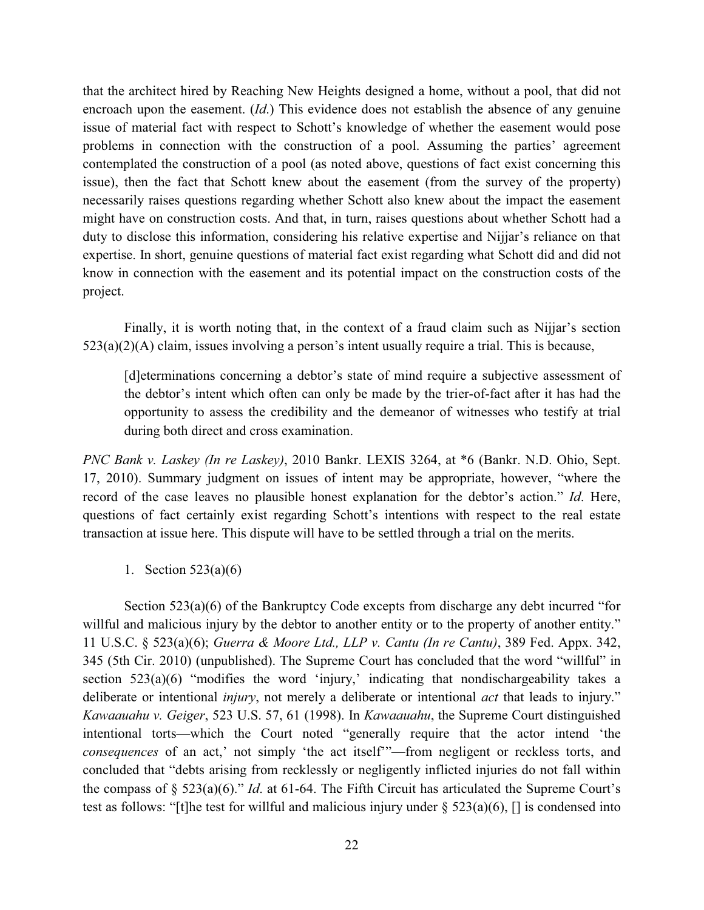that the architect hired by Reaching New Heights designed a home, without a pool, that did not encroach upon the easement. (*Id*.) This evidence does not establish the absence of any genuine issue of material fact with respect to Schott's knowledge of whether the easement would pose problems in connection with the construction of a pool. Assuming the parties' agreement contemplated the construction of a pool (as noted above, questions of fact exist concerning this issue), then the fact that Schott knew about the easement (from the survey of the property) necessarily raises questions regarding whether Schott also knew about the impact the easement might have on construction costs. And that, in turn, raises questions about whether Schott had a duty to disclose this information, considering his relative expertise and Nijjar's reliance on that expertise. In short, genuine questions of material fact exist regarding what Schott did and did not know in connection with the easement and its potential impact on the construction costs of the project.

Finally, it is worth noting that, in the context of a fraud claim such as Nijjar's section 523(a)(2)(A) claim, issues involving a person's intent usually require a trial. This is because,

> [d]eterminations concerning a debtor's state of mind require a subjective assessment of the debtor's intent which often can only be made by the trier-of-fact after it has had the opportunity to assess the credibility and the demeanor of witnesses who testify at trial during both direct and cross examination.

*PNC Bank v. Laskey (In re Laskey)*, 2010 Bankr. LEXIS 3264, at *6 (Bankr. N.D. Ohio, Sept. 17, 2010). Summary judgment on issues of intent may be appropriate, however, "where the record of the case leaves no plausible honest explanation for the debtor's action." *Id*. Here, questions of fact certainly exist regarding Schott's intentions with respect to the real estate transaction at issue here. This dispute will have to be settled through a trial on the merits.

1. Section 523(a)(6)

Section 523(a)(6) of the Bankruptcy Code excepts from discharge any debt incurred "for willful and malicious injury by the debtor to another entity or to the property of another entity." 11 U.S.C. § 523(a)(6); *Guerra & Moore Ltd., LLP v. Cantu (In re Cantu)*, 389 Fed. Appx. 342, 345 (5th Cir. 2010) (unpublished). The Supreme Court has concluded that the word "willful" in section 523(a)(6) "modifies the word 'injury,' indicating that nondischargeability takes a deliberate or intentional *injury*, not merely a deliberate or intentional *act* that leads to injury." *Kawaauahu v. Geiger*, 523 U.S. 57, 61 (1998). In *Kawaauahu*, the Supreme Court distinguished intentional torts—which the Court noted "generally require that the actor intend 'the *consequences* of an act,' not simply 'the act itself'"—from negligent or reckless torts, and concluded that "debts arising from recklessly or negligently inflicted injuries do not fall within the compass of § 523(a)(6)." *Id*. at 61-64. The Fifth Circuit has articulated the Supreme Court's test as follows: "[t]he test for willful and malicious injury under § 523(a)(6), [] is condensed into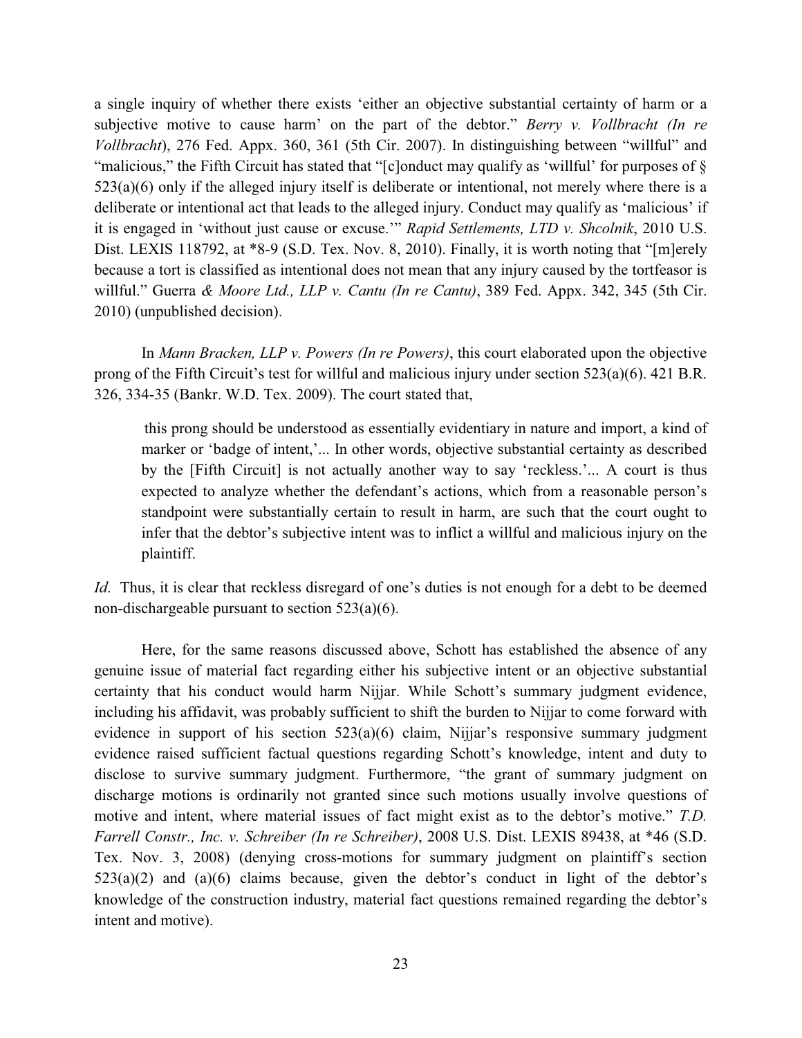a single inquiry of whether there exists 'either an objective substantial certainty of harm or a subjective motive to cause harm' on the part of the debtor." *Berry v. Vollbracht (In re Vollbracht)*, 276 Fed. Appx. 360, 361 (5th Cir. 2007). In distinguishing between "willful" and "malicious," the Fifth Circuit has stated that "[c]onduct may qualify as 'willful' for purposes of § 523(a)(6) only if the alleged injury itself is deliberate or intentional, not merely where there is a deliberate or intentional act that leads to the alleged injury. Conduct may qualify as 'malicious' if it is engaged in 'without just cause or excuse.'" *Rapid Settlements, LTD v. Shcolnik*, 2010 U.S. Dist. LEXIS 118792, at *8-9 (S.D. Tex. Nov. 8, 2010). Finally, it is worth noting that "[m]erely because a tort is classified as intentional does not mean that any injury caused by the tortfeasor is willful." Guerra *& Moore Ltd., LLP v. Cantu (In re Cantu)*, 389 Fed. Appx. 342, 345 (5th Cir. 2010) (unpublished decision).

In *Mann Bracken, LLP v. Powers (In re Powers)*, this court elaborated upon the objective prong of the Fifth Circuit's test for willful and malicious injury under section 523(a)(6). 421 B.R. 326, 334-35 (Bankr. W.D. Tex. 2009). The court stated that,

> this prong should be understood as essentially evidentiary in nature and import, a kind of marker or 'badge of intent,'... In other words, objective substantial certainty as described by the [Fifth Circuit] is not actually another way to say 'reckless.'... A court is thus expected to analyze whether the defendant's actions, which from a reasonable person's standpoint were substantially certain to result in harm, are such that the court ought to infer that the debtor's subjective intent was to inflict a willful and malicious injury on the plaintiff.

*Id.* Thus, it is clear that reckless disregard of one's duties is not enough for a debt to be deemed non-dischargeable pursuant to section 523(a)(6).

Here, for the same reasons discussed above, Schott has established the absence of any genuine issue of material fact regarding either his subjective intent or an objective substantial certainty that his conduct would harm Nijjar. While Schott's summary judgment evidence, including his affidavit, was probably sufficient to shift the burden to Nijjar to come forward with evidence in support of his section 523(a)(6) claim, Nijjar's responsive summary judgment evidence raised sufficient factual questions regarding Schott's knowledge, intent and duty to disclose to survive summary judgment. Furthermore, "the grant of summary judgment on discharge motions is ordinarily not granted since such motions usually involve questions of motive and intent, where material issues of fact might exist as to the debtor's motive." *T.D. Farrell Constr., Inc. v. Schreiber (In re Schreiber)*, 2008 U.S. Dist. LEXIS 89438, at *46 (S.D. Tex. Nov. 3, 2008) (denying cross-motions for summary judgment on plaintiff's section 523(a)(2) and (a)(6) claims because, given the debtor's conduct in light of the debtor's knowledge of the construction industry, material fact questions remained regarding the debtor's intent and motive).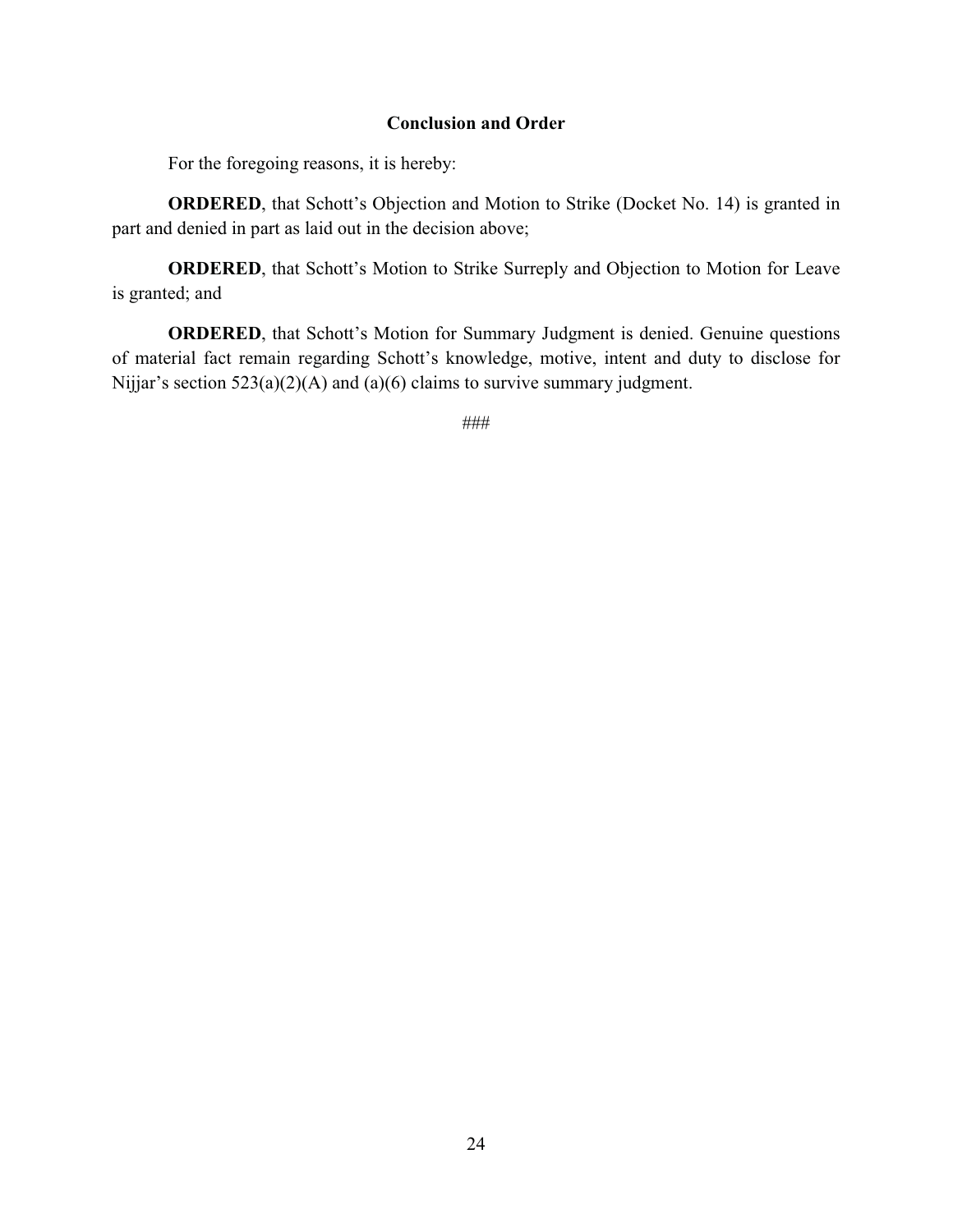## Conclusion and Order

For the foregoing reasons, it is hereby:

**ORDERED**, that Schott's Objection and Motion to Strike (Docket No. 14) is granted in part and denied in part as laid out in the decision above;

**ORDERED**, that Schott's Motion to Strike Surreply and Objection to Motion for Leave is granted; and

**ORDERED**, that Schott's Motion for Summary Judgment is denied. Genuine questions of material fact remain regarding Schott's knowledge, motive, intent and duty to disclose for Nijjar's section 523(a)(2)(A) and (a)(6) claims to survive summary judgment.

###